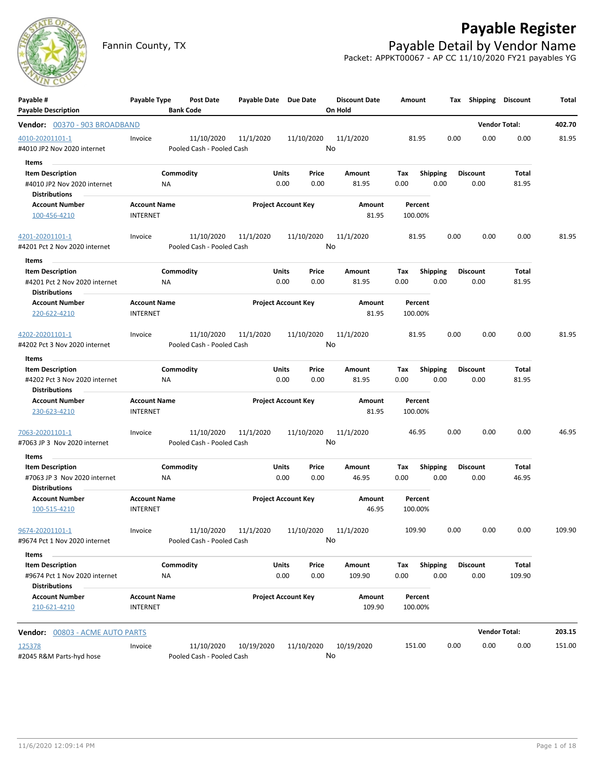# Payable Register

Fannin County, TX

## Payable Detail by Vendor Name

Packet: APPKT00067 - AP CC 11/10/2020 FY21 payables YG

| Payable # / Payable Description | Payable Type | Post Date / Bank Code | Payable Date | Due Date | Discount Date / On Hold | Amount | Tax | Shipping | Discount | Total |
|---|---|---|---|---|---|---|---|---|---|---|

**Vendor: 00370 - 903 BROADBAND** — Vendor Total: 402.70

| Payable # / Payable Description | Payable Type | Post Date / Bank Code | Payable Date | Due Date | Discount Date / On Hold | Amount | Tax | Shipping | Discount | Total |
|---|---|---|---|---|---|---|---|---|---|---|
| 4010-20201101-1 / #4010 JP2 Nov 2020 internet | Invoice | 11/10/2020 / Pooled Cash - Pooled Cash | 11/1/2020 | 11/10/2020 | 11/1/2020 / No | 81.95 | 0.00 | 0.00 | 0.00 | 81.95 |

Items

| Item Description | Commodity | Units | Price | Amount | Tax | Shipping | Discount | Total |
|---|---|---|---|---|---|---|---|---|
| #4010 JP2 Nov 2020 internet | NA | 0.00 | 0.00 | 81.95 | 0.00 | 0.00 | 0.00 | 81.95 |

Distributions

| Account Number | Account Name | Project Account Key | Amount | Percent |
|---|---|---|---|---|
| 100-456-4210 | INTERNET | | 81.95 | 100.00% |

| Payable # / Payable Description | Payable Type | Post Date / Bank Code | Payable Date | Due Date | Discount Date / On Hold | Amount | Tax | Shipping | Discount | Total |
|---|---|---|---|---|---|---|---|---|---|---|
| 4201-20201101-1 / #4201 Pct 2 Nov 2020 internet | Invoice | 11/10/2020 / Pooled Cash - Pooled Cash | 11/1/2020 | 11/10/2020 | 11/1/2020 / No | 81.95 | 0.00 | 0.00 | 0.00 | 81.95 |

Items

| Item Description | Commodity | Units | Price | Amount | Tax | Shipping | Discount | Total |
|---|---|---|---|---|---|---|---|---|
| #4201 Pct 2 Nov 2020 internet | NA | 0.00 | 0.00 | 81.95 | 0.00 | 0.00 | 0.00 | 81.95 |

Distributions

| Account Number | Account Name | Project Account Key | Amount | Percent |
|---|---|---|---|---|
| 220-622-4210 | INTERNET | | 81.95 | 100.00% |

| Payable # / Payable Description | Payable Type | Post Date / Bank Code | Payable Date | Due Date | Discount Date / On Hold | Amount | Tax | Shipping | Discount | Total |
|---|---|---|---|---|---|---|---|---|---|---|
| 4202-20201101-1 / #4202 Pct 3 Nov 2020 internet | Invoice | 11/10/2020 / Pooled Cash - Pooled Cash | 11/1/2020 | 11/10/2020 | 11/1/2020 / No | 81.95 | 0.00 | 0.00 | 0.00 | 81.95 |

Items

| Item Description | Commodity | Units | Price | Amount | Tax | Shipping | Discount | Total |
|---|---|---|---|---|---|---|---|---|
| #4202 Pct 3 Nov 2020 internet | NA | 0.00 | 0.00 | 81.95 | 0.00 | 0.00 | 0.00 | 81.95 |

Distributions

| Account Number | Account Name | Project Account Key | Amount | Percent |
|---|---|---|---|---|
| 230-623-4210 | INTERNET | | 81.95 | 100.00% |

| Payable # / Payable Description | Payable Type | Post Date / Bank Code | Payable Date | Due Date | Discount Date / On Hold | Amount | Tax | Shipping | Discount | Total |
|---|---|---|---|---|---|---|---|---|---|---|
| 7063-20201101-1 / #7063 JP 3 Nov 2020 internet | Invoice | 11/10/2020 / Pooled Cash - Pooled Cash | 11/1/2020 | 11/10/2020 | 11/1/2020 / No | 46.95 | 0.00 | 0.00 | 0.00 | 46.95 |

Items

| Item Description | Commodity | Units | Price | Amount | Tax | Shipping | Discount | Total |
|---|---|---|---|---|---|---|---|---|
| #7063 JP 3 Nov 2020 internet | NA | 0.00 | 0.00 | 46.95 | 0.00 | 0.00 | 0.00 | 46.95 |

Distributions

| Account Number | Account Name | Project Account Key | Amount | Percent |
|---|---|---|---|---|
| 100-515-4210 | INTERNET | | 46.95 | 100.00% |

| Payable # / Payable Description | Payable Type | Post Date / Bank Code | Payable Date | Due Date | Discount Date / On Hold | Amount | Tax | Shipping | Discount | Total |
|---|---|---|---|---|---|---|---|---|---|---|
| 9674-20201101-1 / #9674 Pct 1 Nov 2020 internet | Invoice | 11/10/2020 / Pooled Cash - Pooled Cash | 11/1/2020 | 11/10/2020 | 11/1/2020 / No | 109.90 | 0.00 | 0.00 | 0.00 | 109.90 |

Items

| Item Description | Commodity | Units | Price | Amount | Tax | Shipping | Discount | Total |
|---|---|---|---|---|---|---|---|---|
| #9674 Pct 1 Nov 2020 internet | NA | 0.00 | 0.00 | 109.90 | 0.00 | 0.00 | 0.00 | 109.90 |

Distributions

| Account Number | Account Name | Project Account Key | Amount | Percent |
|---|---|---|---|---|
| 210-621-4210 | INTERNET | | 109.90 | 100.00% |

**Vendor: 00803 - ACME AUTO PARTS** — Vendor Total: 203.15

| Payable # / Payable Description | Payable Type | Post Date / Bank Code | Payable Date | Due Date | Discount Date / On Hold | Amount | Tax | Shipping | Discount | Total |
|---|---|---|---|---|---|---|---|---|---|---|
| 125378 / #2045 R&M Parts-hyd hose | Invoice | 11/10/2020 / Pooled Cash - Pooled Cash | 10/19/2020 | 11/10/2020 | 10/19/2020 / No | 151.00 | 0.00 | 0.00 | 0.00 | 151.00 |

11/6/2020 12:09:14 PM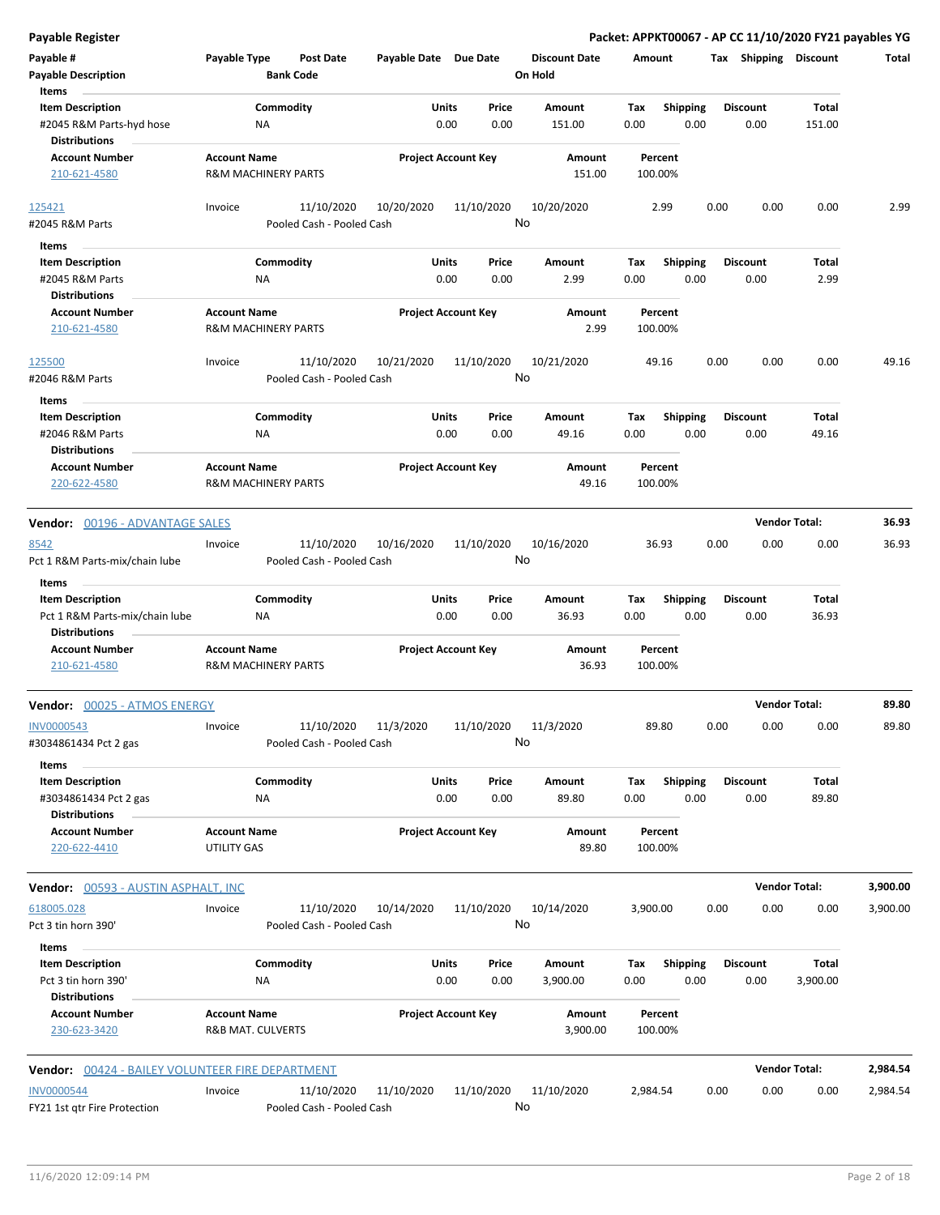**Payable Register** — **Packet: APPKT00067 - AP CC 11/10/2020 FY21 payables YG**

| Payable # / Payable Description | Payable Type | Post Date / Bank Code | Payable Date | Due Date | Discount Date / On Hold | Amount | Tax | Shipping | Discount | Total |
|---|---|---|---|---|---|---|---|---|---|---|

**Items**

| Item Description | Commodity | Units | Price | Amount | Tax | Shipping | Discount | Total |
|---|---|---|---|---|---|---|---|---|
| #2045 R&M Parts-hyd hose | NA | 0.00 | 0.00 | 151.00 | 0.00 | 0.00 | 0.00 | 151.00 |

**Distributions**

| Account Number | Account Name | Project Account Key | Amount | Percent |
|---|---|---|---|---|
| 210-621-4580 | R&M MACHINERY PARTS | | 151.00 | 100.00% |

| Payable # | Payable Type | Post Date | Payable Date | Due Date | Discount Date | Amount | Tax | Shipping | Discount | Total |
|---|---|---|---|---|---|---|---|---|---|---|
| 125421 | Invoice | 11/10/2020 | 10/20/2020 | 11/10/2020 | 10/20/2020 | 2.99 | 0.00 | 0.00 | 0.00 | 2.99 |
| #2045 R&M Parts | | Pooled Cash - Pooled Cash | | | No | | | | | |

**Items**

| Item Description | Commodity | Units | Price | Amount | Tax | Shipping | Discount | Total |
|---|---|---|---|---|---|---|---|---|
| #2045 R&M Parts | NA | 0.00 | 0.00 | 2.99 | 0.00 | 0.00 | 0.00 | 2.99 |

**Distributions**

| Account Number | Account Name | Project Account Key | Amount | Percent |
|---|---|---|---|---|
| 210-621-4580 | R&M MACHINERY PARTS | | 2.99 | 100.00% |

| Payable # | Payable Type | Post Date | Payable Date | Due Date | Discount Date | Amount | Tax | Shipping | Discount | Total |
|---|---|---|---|---|---|---|---|---|---|---|
| 125500 | Invoice | 11/10/2020 | 10/21/2020 | 11/10/2020 | 10/21/2020 | 49.16 | 0.00 | 0.00 | 0.00 | 49.16 |
| #2046 R&M Parts | | Pooled Cash - Pooled Cash | | | No | | | | | |

**Items**

| Item Description | Commodity | Units | Price | Amount | Tax | Shipping | Discount | Total |
|---|---|---|---|---|---|---|---|---|
| #2046 R&M Parts | NA | 0.00 | 0.00 | 49.16 | 0.00 | 0.00 | 0.00 | 49.16 |

**Distributions**

| Account Number | Account Name | Project Account Key | Amount | Percent |
|---|---|---|---|---|
| 220-622-4580 | R&M MACHINERY PARTS | | 49.16 | 100.00% |

### Vendor: 00196 - ADVANTAGE SALES — Vendor Total: 36.93

| Payable # | Payable Type | Post Date | Payable Date | Due Date | Discount Date | Amount | Tax | Shipping | Discount | Total |
|---|---|---|---|---|---|---|---|---|---|---|
| 8542 | Invoice | 11/10/2020 | 10/16/2020 | 11/10/2020 | 10/16/2020 | 36.93 | 0.00 | 0.00 | 0.00 | 36.93 |
| Pct 1 R&M Parts-mix/chain lube | | Pooled Cash - Pooled Cash | | | No | | | | | |

**Items**

| Item Description | Commodity | Units | Price | Amount | Tax | Shipping | Discount | Total |
|---|---|---|---|---|---|---|---|---|
| Pct 1 R&M Parts-mix/chain lube | NA | 0.00 | 0.00 | 36.93 | 0.00 | 0.00 | 0.00 | 36.93 |

**Distributions**

| Account Number | Account Name | Project Account Key | Amount | Percent |
|---|---|---|---|---|
| 210-621-4580 | R&M MACHINERY PARTS | | 36.93 | 100.00% |

### Vendor: 00025 - ATMOS ENERGY — Vendor Total: 89.80

| Payable # | Payable Type | Post Date | Payable Date | Due Date | Discount Date | Amount | Tax | Shipping | Discount | Total |
|---|---|---|---|---|---|---|---|---|---|---|
| INV0000543 | Invoice | 11/10/2020 | 11/3/2020 | 11/10/2020 | 11/3/2020 | 89.80 | 0.00 | 0.00 | 0.00 | 89.80 |
| #3034861434 Pct 2 gas | | Pooled Cash - Pooled Cash | | | No | | | | | |

**Items**

| Item Description | Commodity | Units | Price | Amount | Tax | Shipping | Discount | Total |
|---|---|---|---|---|---|---|---|---|
| #3034861434 Pct 2 gas | NA | 0.00 | 0.00 | 89.80 | 0.00 | 0.00 | 0.00 | 89.80 |

**Distributions**

| Account Number | Account Name | Project Account Key | Amount | Percent |
|---|---|---|---|---|
| 220-622-4410 | UTILITY GAS | | 89.80 | 100.00% |

### Vendor: 00593 - AUSTIN ASPHALT, INC — Vendor Total: 3,900.00

| Payable # | Payable Type | Post Date | Payable Date | Due Date | Discount Date | Amount | Tax | Shipping | Discount | Total |
|---|---|---|---|---|---|---|---|---|---|---|
| 618005.028 | Invoice | 11/10/2020 | 10/14/2020 | 11/10/2020 | 10/14/2020 | 3,900.00 | 0.00 | 0.00 | 0.00 | 3,900.00 |
| Pct 3 tin horn 390' | | Pooled Cash - Pooled Cash | | | No | | | | | |

**Items**

| Item Description | Commodity | Units | Price | Amount | Tax | Shipping | Discount | Total |
|---|---|---|---|---|---|---|---|---|
| Pct 3 tin horn 390' | NA | 0.00 | 0.00 | 3,900.00 | 0.00 | 0.00 | 0.00 | 3,900.00 |

**Distributions**

| Account Number | Account Name | Project Account Key | Amount | Percent |
|---|---|---|---|---|
| 230-623-3420 | R&B MAT. CULVERTS | | 3,900.00 | 100.00% |

### Vendor: 00424 - BAILEY VOLUNTEER FIRE DEPARTMENT — Vendor Total: 2,984.54

| Payable # | Payable Type | Post Date | Payable Date | Due Date | Discount Date | Amount | Tax | Shipping | Discount | Total |
|---|---|---|---|---|---|---|---|---|---|---|
| INV0000544 | Invoice | 11/10/2020 | 11/10/2020 | 11/10/2020 | 11/10/2020 | 2,984.54 | 0.00 | 0.00 | 0.00 | 2,984.54 |
| FY21 1st qtr Fire Protection | | Pooled Cash - Pooled Cash | | | No | | | | | |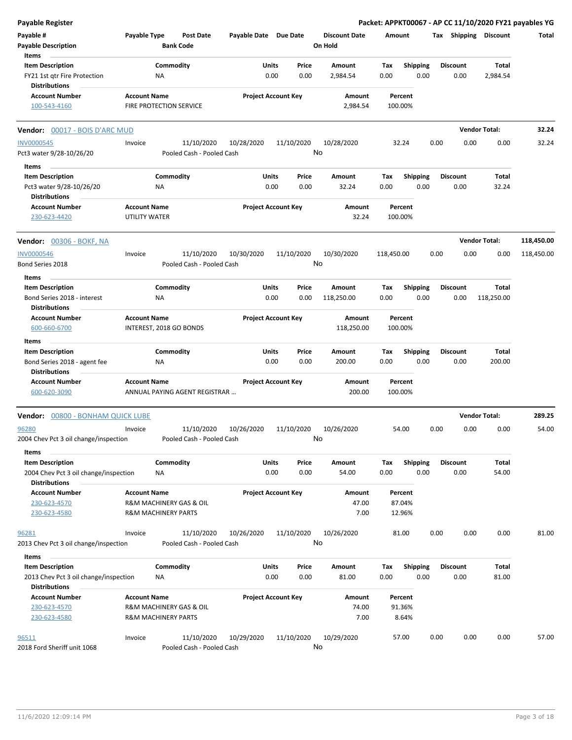**Payable Register** — Packet: APPKT00067 - AP CC 11/10/2020 FY21 payables YG

| Payable # / Payable Description | Payable Type | Post Date / Bank Code | Payable Date | Due Date | Discount Date / On Hold | Amount | Tax | Shipping | Discount | Total |
|---|---|---|---|---|---|---|---|---|---|---|

**Items**

| Item Description | Commodity | Units | Price | Amount | Tax | Shipping | Discount | Total |
|---|---|---|---|---|---|---|---|---|
| FY21 1st qtr Fire Protection | NA | 0.00 | 0.00 | 2,984.54 | 0.00 | 0.00 | 0.00 | 2,984.54 |

**Distributions**

| Account Number | Account Name | Project Account Key | Amount | Percent |
|---|---|---|---|---|
| 100-543-4160 | FIRE PROTECTION SERVICE | | 2,984.54 | 100.00% |

---

**Vendor: 00017 - BOIS D'ARC MUD** — Vendor Total: 32.24

| Payable # | Payable Type | Post Date | Payable Date | Due Date | Discount Date | Amount | Tax | Shipping | Discount | Total |
|---|---|---|---|---|---|---|---|---|---|---|
| INV0000545 | Invoice | 11/10/2020 | 10/28/2020 | 11/10/2020 | 10/28/2020 | 32.24 | 0.00 | 0.00 | 0.00 | 32.24 |

Pct3 water 9/28-10/26/20 — Pooled Cash - Pooled Cash — On Hold: No

**Items**

| Item Description | Commodity | Units | Price | Amount | Tax | Shipping | Discount | Total |
|---|---|---|---|---|---|---|---|---|
| Pct3 water 9/28-10/26/20 | NA | 0.00 | 0.00 | 32.24 | 0.00 | 0.00 | 0.00 | 32.24 |

**Distributions**

| Account Number | Account Name | Project Account Key | Amount | Percent |
|---|---|---|---|---|
| 230-623-4420 | UTILITY WATER | | 32.24 | 100.00% |

---

**Vendor: 00306 - BOKF, NA** — Vendor Total: 118,450.00

| Payable # | Payable Type | Post Date | Payable Date | Due Date | Discount Date | Amount | Tax | Shipping | Discount | Total |
|---|---|---|---|---|---|---|---|---|---|---|
| INV0000546 | Invoice | 11/10/2020 | 10/30/2020 | 11/10/2020 | 10/30/2020 | 118,450.00 | 0.00 | 0.00 | 0.00 | 118,450.00 |

Bond Series 2018 — Pooled Cash - Pooled Cash — On Hold: No

**Items**

| Item Description | Commodity | Units | Price | Amount | Tax | Shipping | Discount | Total |
|---|---|---|---|---|---|---|---|---|
| Bond Series 2018 - interest | NA | 0.00 | 0.00 | 118,250.00 | 0.00 | 0.00 | 0.00 | 118,250.00 |

**Distributions**

| Account Number | Account Name | Project Account Key | Amount | Percent |
|---|---|---|---|---|
| 600-660-6700 | INTEREST, 2018 GO BONDS | | 118,250.00 | 100.00% |

**Items**

| Item Description | Commodity | Units | Price | Amount | Tax | Shipping | Discount | Total |
|---|---|---|---|---|---|---|---|---|
| Bond Series 2018 - agent fee | NA | 0.00 | 0.00 | 200.00 | 0.00 | 0.00 | 0.00 | 200.00 |

**Distributions**

| Account Number | Account Name | Project Account Key | Amount | Percent |
|---|---|---|---|---|
| 600-620-3090 | ANNUAL PAYING AGENT REGISTRAR ... | | 200.00 | 100.00% |

---

**Vendor: 00800 - BONHAM QUICK LUBE** — Vendor Total: 289.25

| Payable # | Payable Type | Post Date | Payable Date | Due Date | Discount Date | Amount | Tax | Shipping | Discount | Total |
|---|---|---|---|---|---|---|---|---|---|---|
| 96280 | Invoice | 11/10/2020 | 10/26/2020 | 11/10/2020 | 10/26/2020 | 54.00 | 0.00 | 0.00 | 0.00 | 54.00 |

2004 Chev Pct 3 oil change/inspection — Pooled Cash - Pooled Cash — On Hold: No

**Items**

| Item Description | Commodity | Units | Price | Amount | Tax | Shipping | Discount | Total |
|---|---|---|---|---|---|---|---|---|
| 2004 Chev Pct 3 oil change/inspection | NA | 0.00 | 0.00 | 54.00 | 0.00 | 0.00 | 0.00 | 54.00 |

**Distributions**

| Account Number | Account Name | Project Account Key | Amount | Percent |
|---|---|---|---|---|
| 230-623-4570 | R&M MACHINERY GAS & OIL | | 47.00 | 87.04% |
| 230-623-4580 | R&M MACHINERY PARTS | | 7.00 | 12.96% |

| Payable # | Payable Type | Post Date | Payable Date | Due Date | Discount Date | Amount | Tax | Shipping | Discount | Total |
|---|---|---|---|---|---|---|---|---|---|---|
| 96281 | Invoice | 11/10/2020 | 10/26/2020 | 11/10/2020 | 10/26/2020 | 81.00 | 0.00 | 0.00 | 0.00 | 81.00 |

2013 Chev Pct 3 oil change/inspection — Pooled Cash - Pooled Cash — On Hold: No

**Items**

| Item Description | Commodity | Units | Price | Amount | Tax | Shipping | Discount | Total |
|---|---|---|---|---|---|---|---|---|
| 2013 Chev Pct 3 oil change/inspection | NA | 0.00 | 0.00 | 81.00 | 0.00 | 0.00 | 0.00 | 81.00 |

**Distributions**

| Account Number | Account Name | Project Account Key | Amount | Percent |
|---|---|---|---|---|
| 230-623-4570 | R&M MACHINERY GAS & OIL | | 74.00 | 91.36% |
| 230-623-4580 | R&M MACHINERY PARTS | | 7.00 | 8.64% |

| Payable # | Payable Type | Post Date | Payable Date | Due Date | Discount Date | Amount | Tax | Shipping | Discount | Total |
|---|---|---|---|---|---|---|---|---|---|---|
| 96511 | Invoice | 11/10/2020 | 10/29/2020 | 11/10/2020 | 10/29/2020 | 57.00 | 0.00 | 0.00 | 0.00 | 57.00 |

2018 Ford Sheriff unit 1068 — Pooled Cash - Pooled Cash — On Hold: No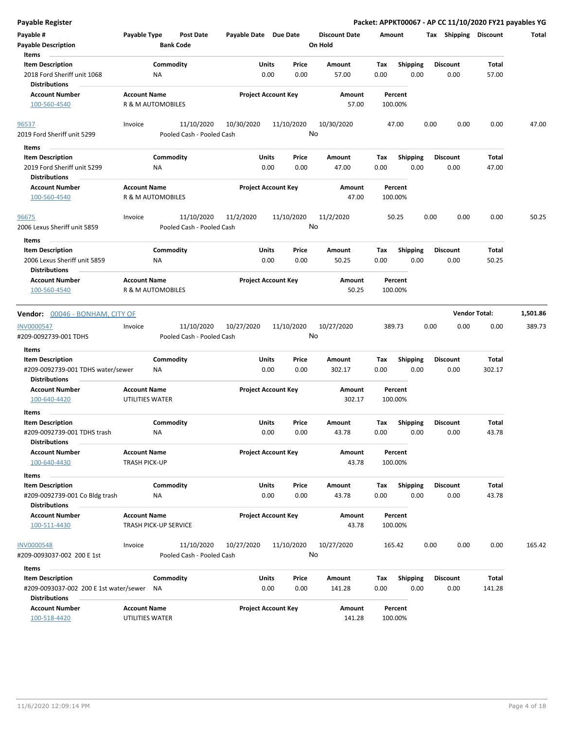**Payable Register** — **Packet: APPKT00067 - AP CC 11/10/2020 FY21 payables YG**

| Payable # | Payable Type | Post Date | Payable Date | Due Date | Discount Date | Amount | Tax | Shipping | Discount | Total |
|---|---|---|---|---|---|---|---|---|---|---|
| **Payable Description** | | **Bank Code** | | | **On Hold** | | | | | |

**Items**

| Item Description | Commodity | Units | Price | Amount | Tax | Shipping | Discount | Total |
|---|---|---|---|---|---|---|---|---|
| 2018 Ford Sheriff unit 1068 | NA | 0.00 | 0.00 | 57.00 | 0.00 | 0.00 | 0.00 | 57.00 |

**Distributions**

| Account Number | Account Name | Project Account Key | Amount | Percent |
|---|---|---|---|---|
| 100-560-4540 | R & M AUTOMOBILES | | 57.00 | 100.00% |

| Payable # | Payable Type | Post Date | Payable Date | Due Date | Discount Date | Amount | Tax | Shipping | Discount | Total |
|---|---|---|---|---|---|---|---|---|---|---|
| 96537 | Invoice | 11/10/2020 | 10/30/2020 | 11/10/2020 | 10/30/2020 | 47.00 | 0.00 | 0.00 | 0.00 | 47.00 |
| 2019 Ford Sheriff unit 5299 | | Pooled Cash - Pooled Cash | | | No | | | | | |

**Items**

| Item Description | Commodity | Units | Price | Amount | Tax | Shipping | Discount | Total |
|---|---|---|---|---|---|---|---|---|
| 2019 Ford Sheriff unit 5299 | NA | 0.00 | 0.00 | 47.00 | 0.00 | 0.00 | 0.00 | 47.00 |

**Distributions**

| Account Number | Account Name | Project Account Key | Amount | Percent |
|---|---|---|---|---|
| 100-560-4540 | R & M AUTOMOBILES | | 47.00 | 100.00% |

| Payable # | Payable Type | Post Date | Payable Date | Due Date | Discount Date | Amount | Tax | Shipping | Discount | Total |
|---|---|---|---|---|---|---|---|---|---|---|
| 96675 | Invoice | 11/10/2020 | 11/2/2020 | 11/10/2020 | 11/2/2020 | 50.25 | 0.00 | 0.00 | 0.00 | 50.25 |
| 2006 Lexus Sheriff unit 5859 | | Pooled Cash - Pooled Cash | | | No | | | | | |

**Items**

| Item Description | Commodity | Units | Price | Amount | Tax | Shipping | Discount | Total |
|---|---|---|---|---|---|---|---|---|
| 2006 Lexus Sheriff unit 5859 | NA | 0.00 | 0.00 | 50.25 | 0.00 | 0.00 | 0.00 | 50.25 |

**Distributions**

| Account Number | Account Name | Project Account Key | Amount | Percent |
|---|---|---|---|---|
| 100-560-4540 | R & M AUTOMOBILES | | 50.25 | 100.00% |

**Vendor Total: 1,501.86**

## Vendor: 00046 - BONHAM, CITY OF

| Payable # | Payable Type | Post Date | Payable Date | Due Date | Discount Date | Amount | Tax | Shipping | Discount | Total |
|---|---|---|---|---|---|---|---|---|---|---|
| INV0000547 | Invoice | 11/10/2020 | 10/27/2020 | 11/10/2020 | 10/27/2020 | 389.73 | 0.00 | 0.00 | 0.00 | 389.73 |
| #209-0092739-001 TDHS | | Pooled Cash - Pooled Cash | | | No | | | | | |

**Items**

| Item Description | Commodity | Units | Price | Amount | Tax | Shipping | Discount | Total |
|---|---|---|---|---|---|---|---|---|
| #209-0092739-001 TDHS water/sewer | NA | 0.00 | 0.00 | 302.17 | 0.00 | 0.00 | 0.00 | 302.17 |

**Distributions**

| Account Number | Account Name | Project Account Key | Amount | Percent |
|---|---|---|---|---|
| 100-640-4420 | UTILITIES WATER | | 302.17 | 100.00% |

**Items**

| Item Description | Commodity | Units | Price | Amount | Tax | Shipping | Discount | Total |
|---|---|---|---|---|---|---|---|---|
| #209-0092739-001 TDHS trash | NA | 0.00 | 0.00 | 43.78 | 0.00 | 0.00 | 0.00 | 43.78 |

**Distributions**

| Account Number | Account Name | Project Account Key | Amount | Percent |
|---|---|---|---|---|
| 100-640-4430 | TRASH PICK-UP | | 43.78 | 100.00% |

**Items**

| Item Description | Commodity | Units | Price | Amount | Tax | Shipping | Discount | Total |
|---|---|---|---|---|---|---|---|---|
| #209-0092739-001 Co Bldg trash | NA | 0.00 | 0.00 | 43.78 | 0.00 | 0.00 | 0.00 | 43.78 |

**Distributions**

| Account Number | Account Name | Project Account Key | Amount | Percent |
|---|---|---|---|---|
| 100-511-4430 | TRASH PICK-UP SERVICE | | 43.78 | 100.00% |

| Payable # | Payable Type | Post Date | Payable Date | Due Date | Discount Date | Amount | Tax | Shipping | Discount | Total |
|---|---|---|---|---|---|---|---|---|---|---|
| INV0000548 | Invoice | 11/10/2020 | 10/27/2020 | 11/10/2020 | 10/27/2020 | 165.42 | 0.00 | 0.00 | 0.00 | 165.42 |
| #209-0093037-002 200 E 1st | | Pooled Cash - Pooled Cash | | | No | | | | | |

**Items**

| Item Description | Commodity | Units | Price | Amount | Tax | Shipping | Discount | Total |
|---|---|---|---|---|---|---|---|---|
| #209-0093037-002 200 E 1st water/sewer | NA | 0.00 | 0.00 | 141.28 | 0.00 | 0.00 | 0.00 | 141.28 |

**Distributions**

| Account Number | Account Name | Project Account Key | Amount | Percent |
|---|---|---|---|---|
| 100-518-4420 | UTILITIES WATER | | 141.28 | 100.00% |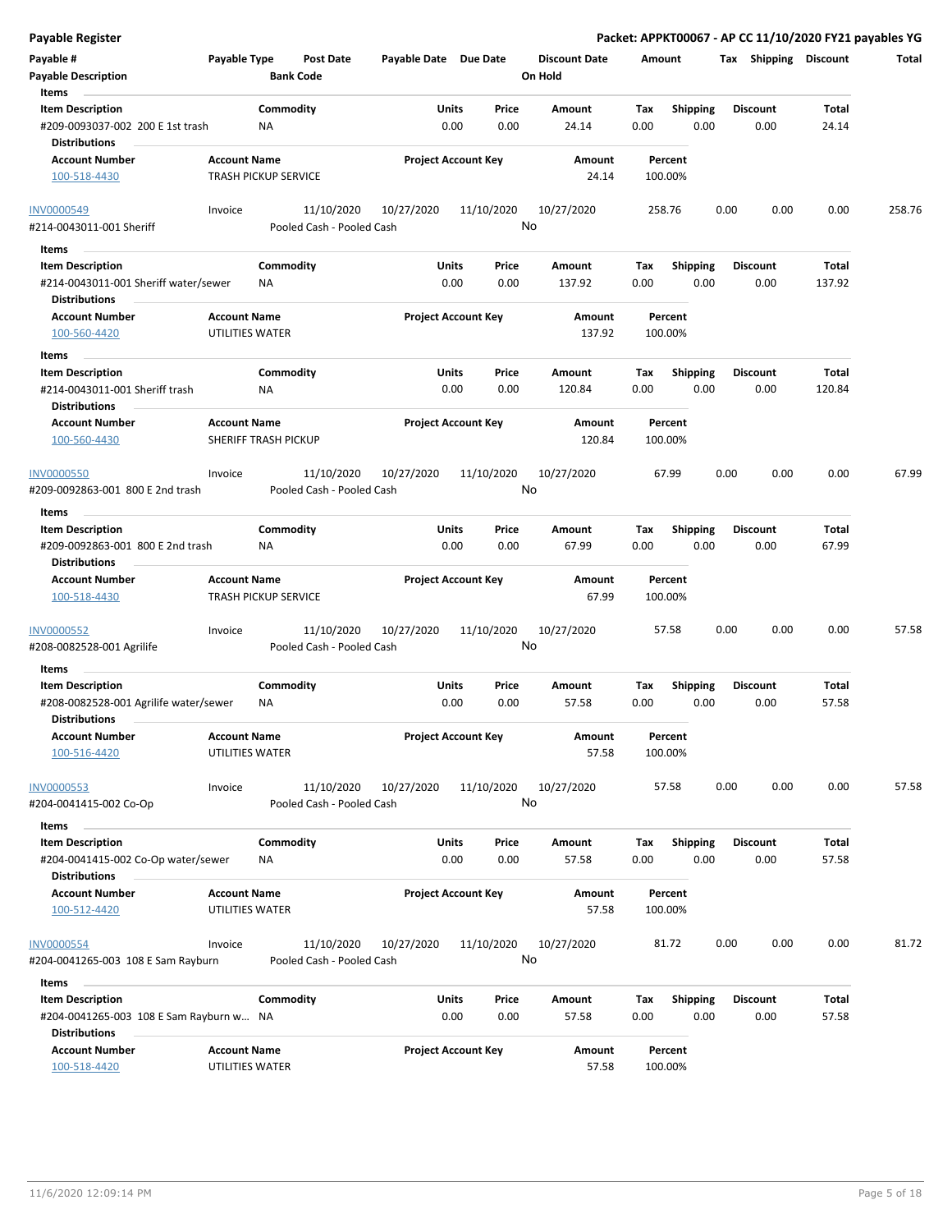| Payable # | Payable Type | Post Date | Payable Date | Due Date | Discount Date | Amount | Tax | Shipping | Discount | Total |
|---|---|---|---|---|---|---|---|---|---|---|
| Payable Description | | Bank Code | | | On Hold | | | | | |

**Items**

| Item Description | Commodity | Units | Price | Amount | Tax | Shipping | Discount | Total |
|---|---|---|---|---|---|---|---|---|
| #209-0093037-002 200 E 1st trash | NA | 0.00 | 0.00 | 24.14 | 0.00 | 0.00 | 0.00 | 24.14 |

**Distributions**

| Account Number | Account Name | Project Account Key | Amount | Percent |
|---|---|---|---|---|
| 100-518-4430 | TRASH PICKUP SERVICE | | 24.14 | 100.00% |

| Payable # | Payable Type | Post Date | Payable Date | Due Date | Discount Date | Amount | Tax | Shipping | Discount | Total |
|---|---|---|---|---|---|---|---|---|---|---|
| INV0000549 | Invoice | 11/10/2020 | 10/27/2020 | 11/10/2020 | 10/27/2020 | 258.76 | 0.00 | 0.00 | 0.00 | 258.76 |
| #214-0043011-001 Sheriff | | Pooled Cash - Pooled Cash | | | No | | | | | |

**Items**

| Item Description | Commodity | Units | Price | Amount | Tax | Shipping | Discount | Total |
|---|---|---|---|---|---|---|---|---|
| #214-0043011-001 Sheriff water/sewer | NA | 0.00 | 0.00 | 137.92 | 0.00 | 0.00 | 0.00 | 137.92 |

**Distributions**

| Account Number | Account Name | Project Account Key | Amount | Percent |
|---|---|---|---|---|
| 100-560-4420 | UTILITIES WATER | | 137.92 | 100.00% |

**Items**

| Item Description | Commodity | Units | Price | Amount | Tax | Shipping | Discount | Total |
|---|---|---|---|---|---|---|---|---|
| #214-0043011-001 Sheriff trash | NA | 0.00 | 0.00 | 120.84 | 0.00 | 0.00 | 0.00 | 120.84 |

**Distributions**

| Account Number | Account Name | Project Account Key | Amount | Percent |
|---|---|---|---|---|
| 100-560-4430 | SHERIFF TRASH PICKUP | | 120.84 | 100.00% |

| Payable # | Payable Type | Post Date | Payable Date | Due Date | Discount Date | Amount | Tax | Shipping | Discount | Total |
|---|---|---|---|---|---|---|---|---|---|---|
| INV0000550 | Invoice | 11/10/2020 | 10/27/2020 | 11/10/2020 | 10/27/2020 | 67.99 | 0.00 | 0.00 | 0.00 | 67.99 |
| #209-0092863-001 800 E 2nd trash | | Pooled Cash - Pooled Cash | | | No | | | | | |

**Items**

| Item Description | Commodity | Units | Price | Amount | Tax | Shipping | Discount | Total |
|---|---|---|---|---|---|---|---|---|
| #209-0092863-001 800 E 2nd trash | NA | 0.00 | 0.00 | 67.99 | 0.00 | 0.00 | 0.00 | 67.99 |

**Distributions**

| Account Number | Account Name | Project Account Key | Amount | Percent |
|---|---|---|---|---|
| 100-518-4430 | TRASH PICKUP SERVICE | | 67.99 | 100.00% |

| Payable # | Payable Type | Post Date | Payable Date | Due Date | Discount Date | Amount | Tax | Shipping | Discount | Total |
|---|---|---|---|---|---|---|---|---|---|---|
| INV0000552 | Invoice | 11/10/2020 | 10/27/2020 | 11/10/2020 | 10/27/2020 | 57.58 | 0.00 | 0.00 | 0.00 | 57.58 |
| #208-0082528-001 Agrilife | | Pooled Cash - Pooled Cash | | | No | | | | | |

**Items**

| Item Description | Commodity | Units | Price | Amount | Tax | Shipping | Discount | Total |
|---|---|---|---|---|---|---|---|---|
| #208-0082528-001 Agrilife water/sewer | NA | 0.00 | 0.00 | 57.58 | 0.00 | 0.00 | 0.00 | 57.58 |

**Distributions**

| Account Number | Account Name | Project Account Key | Amount | Percent |
|---|---|---|---|---|
| 100-516-4420 | UTILITIES WATER | | 57.58 | 100.00% |

| Payable # | Payable Type | Post Date | Payable Date | Due Date | Discount Date | Amount | Tax | Shipping | Discount | Total |
|---|---|---|---|---|---|---|---|---|---|---|
| INV0000553 | Invoice | 11/10/2020 | 10/27/2020 | 11/10/2020 | 10/27/2020 | 57.58 | 0.00 | 0.00 | 0.00 | 57.58 |
| #204-0041415-002 Co-Op | | Pooled Cash - Pooled Cash | | | No | | | | | |

**Items**

| Item Description | Commodity | Units | Price | Amount | Tax | Shipping | Discount | Total |
|---|---|---|---|---|---|---|---|---|
| #204-0041415-002 Co-Op water/sewer | NA | 0.00 | 0.00 | 57.58 | 0.00 | 0.00 | 0.00 | 57.58 |

**Distributions**

| Account Number | Account Name | Project Account Key | Amount | Percent |
|---|---|---|---|---|
| 100-512-4420 | UTILITIES WATER | | 57.58 | 100.00% |

| Payable # | Payable Type | Post Date | Payable Date | Due Date | Discount Date | Amount | Tax | Shipping | Discount | Total |
|---|---|---|---|---|---|---|---|---|---|---|
| INV0000554 | Invoice | 11/10/2020 | 10/27/2020 | 11/10/2020 | 10/27/2020 | 81.72 | 0.00 | 0.00 | 0.00 | 81.72 |
| #204-0041265-003 108 E Sam Rayburn | | Pooled Cash - Pooled Cash | | | No | | | | | |

**Items**

| Item Description | Commodity | Units | Price | Amount | Tax | Shipping | Discount | Total |
|---|---|---|---|---|---|---|---|---|
| #204-0041265-003 108 E Sam Rayburn w... | NA | 0.00 | 0.00 | 57.58 | 0.00 | 0.00 | 0.00 | 57.58 |

**Distributions**

| Account Number | Account Name | Project Account Key | Amount | Percent |
|---|---|---|---|---|
| 100-518-4420 | UTILITIES WATER | | 57.58 | 100.00% |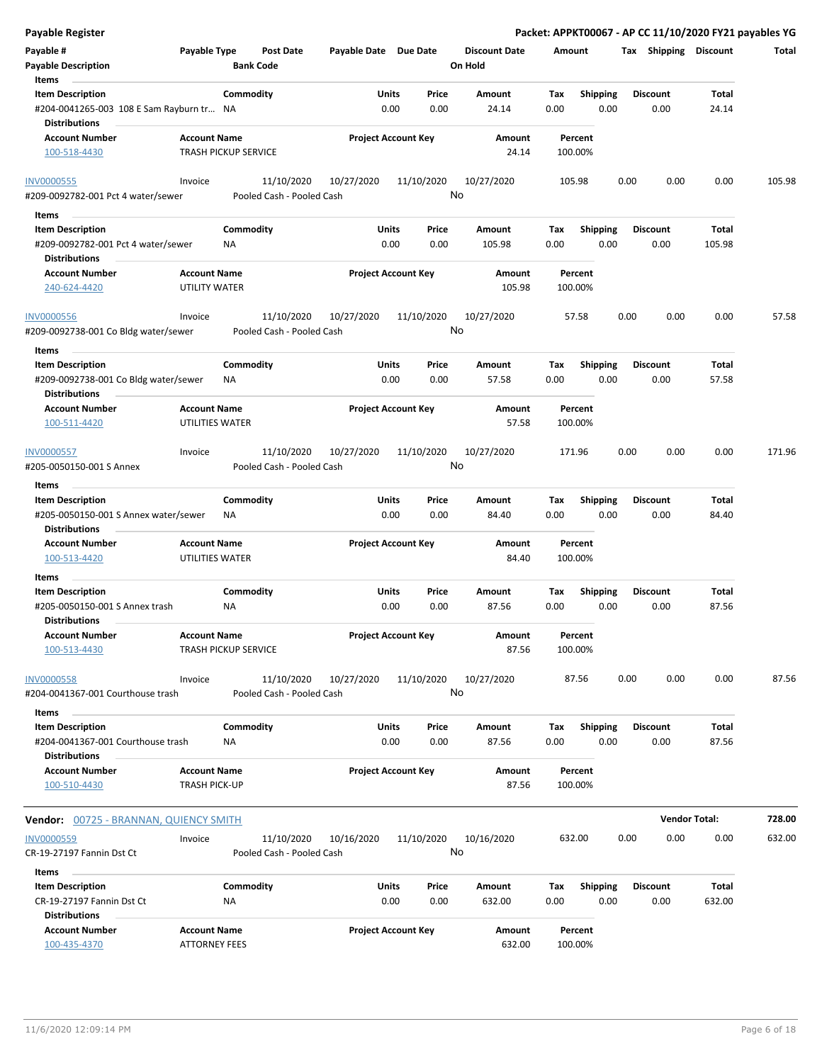**Payable Register** — Packet: APPKT00067 - AP CC 11/10/2020 FY21 payables YG

| Payable # | Payable Type | Post Date | Payable Date | Due Date | Discount Date | Amount | Tax | Shipping | Discount | Total |
|---|---|---|---|---|---|---|---|---|---|---|
| Payable Description | | Bank Code | | | On Hold | | | | | |

**Items**

| Item Description | Commodity | Units | Price | Amount | Tax | Shipping | Discount | Total |
|---|---|---|---|---|---|---|---|---|
| #204-0041265-003 108 E Sam Rayburn tr... | NA | 0.00 | 0.00 | 24.14 | 0.00 | 0.00 | 0.00 | 24.14 |

**Distributions**

| Account Number | Account Name | Project Account Key | Amount | Percent |
|---|---|---|---|---|
| 100-518-4430 | TRASH PICKUP SERVICE | | 24.14 | 100.00% |

| Payable # | Payable Type | Post Date | Payable Date | Due Date | Discount Date | Amount | Tax | Shipping | Discount | Total |
|---|---|---|---|---|---|---|---|---|---|---|
| INV0000555 | Invoice | 11/10/2020 | 10/27/2020 | 11/10/2020 | 10/27/2020 | 105.98 | 0.00 | 0.00 | 0.00 | 105.98 |
| #209-0092782-001 Pct 4 water/sewer | | Pooled Cash - Pooled Cash | | | No | | | | | |

**Items**

| Item Description | Commodity | Units | Price | Amount | Tax | Shipping | Discount | Total |
|---|---|---|---|---|---|---|---|---|
| #209-0092782-001 Pct 4 water/sewer | NA | 0.00 | 0.00 | 105.98 | 0.00 | 0.00 | 0.00 | 105.98 |

**Distributions**

| Account Number | Account Name | Project Account Key | Amount | Percent |
|---|---|---|---|---|
| 240-624-4420 | UTILITY WATER | | 105.98 | 100.00% |

| Payable # | Payable Type | Post Date | Payable Date | Due Date | Discount Date | Amount | Tax | Shipping | Discount | Total |
|---|---|---|---|---|---|---|---|---|---|---|
| INV0000556 | Invoice | 11/10/2020 | 10/27/2020 | 11/10/2020 | 10/27/2020 | 57.58 | 0.00 | 0.00 | 0.00 | 57.58 |
| #209-0092738-001 Co Bldg water/sewer | | Pooled Cash - Pooled Cash | | | No | | | | | |

**Items**

| Item Description | Commodity | Units | Price | Amount | Tax | Shipping | Discount | Total |
|---|---|---|---|---|---|---|---|---|
| #209-0092738-001 Co Bldg water/sewer | NA | 0.00 | 0.00 | 57.58 | 0.00 | 0.00 | 0.00 | 57.58 |

**Distributions**

| Account Number | Account Name | Project Account Key | Amount | Percent |
|---|---|---|---|---|
| 100-511-4420 | UTILITIES WATER | | 57.58 | 100.00% |

| Payable # | Payable Type | Post Date | Payable Date | Due Date | Discount Date | Amount | Tax | Shipping | Discount | Total |
|---|---|---|---|---|---|---|---|---|---|---|
| INV0000557 | Invoice | 11/10/2020 | 10/27/2020 | 11/10/2020 | 10/27/2020 | 171.96 | 0.00 | 0.00 | 0.00 | 171.96 |
| #205-0050150-001 S Annex | | Pooled Cash - Pooled Cash | | | No | | | | | |

**Items**

| Item Description | Commodity | Units | Price | Amount | Tax | Shipping | Discount | Total |
|---|---|---|---|---|---|---|---|---|
| #205-0050150-001 S Annex water/sewer | NA | 0.00 | 0.00 | 84.40 | 0.00 | 0.00 | 0.00 | 84.40 |

**Distributions**

| Account Number | Account Name | Project Account Key | Amount | Percent |
|---|---|---|---|---|
| 100-513-4420 | UTILITIES WATER | | 84.40 | 100.00% |

**Items**

| Item Description | Commodity | Units | Price | Amount | Tax | Shipping | Discount | Total |
|---|---|---|---|---|---|---|---|---|
| #205-0050150-001 S Annex trash | NA | 0.00 | 0.00 | 87.56 | 0.00 | 0.00 | 0.00 | 87.56 |

**Distributions**

| Account Number | Account Name | Project Account Key | Amount | Percent |
|---|---|---|---|---|
| 100-513-4430 | TRASH PICKUP SERVICE | | 87.56 | 100.00% |

| Payable # | Payable Type | Post Date | Payable Date | Due Date | Discount Date | Amount | Tax | Shipping | Discount | Total |
|---|---|---|---|---|---|---|---|---|---|---|
| INV0000558 | Invoice | 11/10/2020 | 10/27/2020 | 11/10/2020 | 10/27/2020 | 87.56 | 0.00 | 0.00 | 0.00 | 87.56 |
| #204-0041367-001 Courthouse trash | | Pooled Cash - Pooled Cash | | | No | | | | | |

**Items**

| Item Description | Commodity | Units | Price | Amount | Tax | Shipping | Discount | Total |
|---|---|---|---|---|---|---|---|---|
| #204-0041367-001 Courthouse trash | NA | 0.00 | 0.00 | 87.56 | 0.00 | 0.00 | 0.00 | 87.56 |

**Distributions**

| Account Number | Account Name | Project Account Key | Amount | Percent |
|---|---|---|---|---|
| 100-510-4430 | TRASH PICK-UP | | 87.56 | 100.00% |

**Vendor Total: 728.00**

**Vendor:** 00725 - BRANNAN, QUIENCY SMITH

| Payable # | Payable Type | Post Date | Payable Date | Due Date | Discount Date | Amount | Tax | Shipping | Discount | Total |
|---|---|---|---|---|---|---|---|---|---|---|
| INV0000559 | Invoice | 11/10/2020 | 10/16/2020 | 11/10/2020 | 10/16/2020 | 632.00 | 0.00 | 0.00 | 0.00 | 632.00 |
| CR-19-27197 Fannin Dst Ct | | Pooled Cash - Pooled Cash | | | No | | | | | |

**Items**

| Item Description | Commodity | Units | Price | Amount | Tax | Shipping | Discount | Total |
|---|---|---|---|---|---|---|---|---|
| CR-19-27197 Fannin Dst Ct | NA | 0.00 | 0.00 | 632.00 | 0.00 | 0.00 | 0.00 | 632.00 |

**Distributions**

| Account Number | Account Name | Project Account Key | Amount | Percent |
|---|---|---|---|---|
| 100-435-4370 | ATTORNEY FEES | | 632.00 | 100.00% |

11/6/2020 12:09:14 PM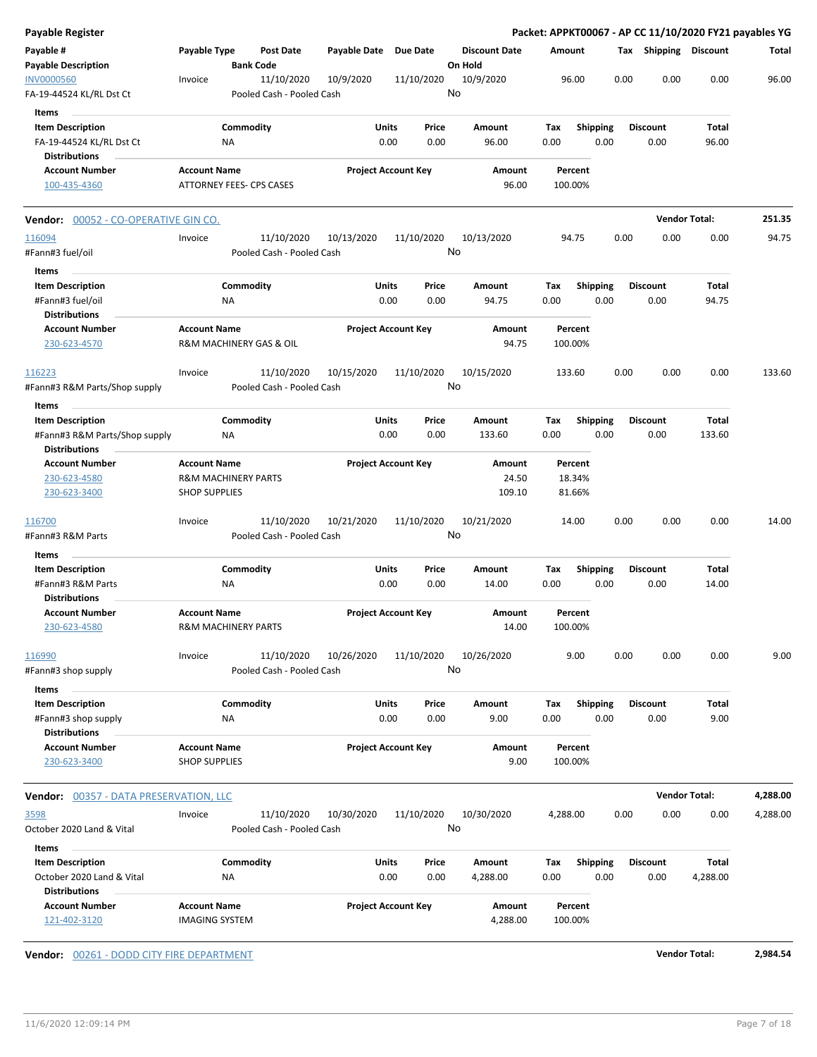**Payable Register** — **Packet: APPKT00067 - AP CC 11/10/2020 FY21 payables YG**

| Payable # | Payable Type | Post Date | Payable Date | Due Date | Discount Date | Amount | Tax | Shipping | Discount | Total |
|---|---|---|---|---|---|---|---|---|---|---|
| **Payable Description** | | **Bank Code** | | | **On Hold** | | | | | |
| INV0000560 | Invoice | 11/10/2020 | 10/9/2020 | 11/10/2020 | 10/9/2020 | 96.00 | 0.00 | 0.00 | 0.00 | 96.00 |
| FA-19-44524 KL/RL Dst Ct | | Pooled Cash - Pooled Cash | | | No | | | | | |

**Items**

| Item Description | Commodity | Units | Price | Amount | Tax | Shipping | Discount | Total |
|---|---|---|---|---|---|---|---|---|
| FA-19-44524 KL/RL Dst Ct | NA | 0.00 | 0.00 | 96.00 | 0.00 | 0.00 | 0.00 | 96.00 |

**Distributions**

| Account Number | Account Name | Project Account Key | Amount | Percent |
|---|---|---|---|---|
| 100-435-4360 | ATTORNEY FEES- CPS CASES | | 96.00 | 100.00% |

---

**Vendor:** 00052 - CO-OPERATIVE GIN CO. — **Vendor Total: 251.35**

| Payable # | Payable Type | Post Date | Payable Date | Due Date | Discount Date | Amount | Tax | Shipping | Discount | Total |
|---|---|---|---|---|---|---|---|---|---|---|
| 116094 | Invoice | 11/10/2020 | 10/13/2020 | 11/10/2020 | 10/13/2020 | 94.75 | 0.00 | 0.00 | 0.00 | 94.75 |
| #Fann#3 fuel/oil | | Pooled Cash - Pooled Cash | | | No | | | | | |

**Items**

| Item Description | Commodity | Units | Price | Amount | Tax | Shipping | Discount | Total |
|---|---|---|---|---|---|---|---|---|
| #Fann#3 fuel/oil | NA | 0.00 | 0.00 | 94.75 | 0.00 | 0.00 | 0.00 | 94.75 |

**Distributions**

| Account Number | Account Name | Project Account Key | Amount | Percent |
|---|---|---|---|---|
| 230-623-4570 | R&M MACHINERY GAS & OIL | | 94.75 | 100.00% |

| Payable # | Payable Type | Post Date | Payable Date | Due Date | Discount Date | Amount | Tax | Shipping | Discount | Total |
|---|---|---|---|---|---|---|---|---|---|---|
| 116223 | Invoice | 11/10/2020 | 10/15/2020 | 11/10/2020 | 10/15/2020 | 133.60 | 0.00 | 0.00 | 0.00 | 133.60 |
| #Fann#3 R&M Parts/Shop supply | | Pooled Cash - Pooled Cash | | | No | | | | | |

**Items**

| Item Description | Commodity | Units | Price | Amount | Tax | Shipping | Discount | Total |
|---|---|---|---|---|---|---|---|---|
| #Fann#3 R&M Parts/Shop supply | NA | 0.00 | 0.00 | 133.60 | 0.00 | 0.00 | 0.00 | 133.60 |

**Distributions**

| Account Number | Account Name | Project Account Key | Amount | Percent |
|---|---|---|---|---|
| 230-623-4580 | R&M MACHINERY PARTS | | 24.50 | 18.34% |
| 230-623-3400 | SHOP SUPPLIES | | 109.10 | 81.66% |

| Payable # | Payable Type | Post Date | Payable Date | Due Date | Discount Date | Amount | Tax | Shipping | Discount | Total |
|---|---|---|---|---|---|---|---|---|---|---|
| 116700 | Invoice | 11/10/2020 | 10/21/2020 | 11/10/2020 | 10/21/2020 | 14.00 | 0.00 | 0.00 | 0.00 | 14.00 |
| #Fann#3 R&M Parts | | Pooled Cash - Pooled Cash | | | No | | | | | |

**Items**

| Item Description | Commodity | Units | Price | Amount | Tax | Shipping | Discount | Total |
|---|---|---|---|---|---|---|---|---|
| #Fann#3 R&M Parts | NA | 0.00 | 0.00 | 14.00 | 0.00 | 0.00 | 0.00 | 14.00 |

**Distributions**

| Account Number | Account Name | Project Account Key | Amount | Percent |
|---|---|---|---|---|
| 230-623-4580 | R&M MACHINERY PARTS | | 14.00 | 100.00% |

| Payable # | Payable Type | Post Date | Payable Date | Due Date | Discount Date | Amount | Tax | Shipping | Discount | Total |
|---|---|---|---|---|---|---|---|---|---|---|
| 116990 | Invoice | 11/10/2020 | 10/26/2020 | 11/10/2020 | 10/26/2020 | 9.00 | 0.00 | 0.00 | 0.00 | 9.00 |
| #Fann#3 shop supply | | Pooled Cash - Pooled Cash | | | No | | | | | |

**Items**

| Item Description | Commodity | Units | Price | Amount | Tax | Shipping | Discount | Total |
|---|---|---|---|---|---|---|---|---|
| #Fann#3 shop supply | NA | 0.00 | 0.00 | 9.00 | 0.00 | 0.00 | 0.00 | 9.00 |

**Distributions**

| Account Number | Account Name | Project Account Key | Amount | Percent |
|---|---|---|---|---|
| 230-623-3400 | SHOP SUPPLIES | | 9.00 | 100.00% |

---

**Vendor:** 00357 - DATA PRESERVATION, LLC — **Vendor Total: 4,288.00**

| Payable # | Payable Type | Post Date | Payable Date | Due Date | Discount Date | Amount | Tax | Shipping | Discount | Total |
|---|---|---|---|---|---|---|---|---|---|---|
| 3598 | Invoice | 11/10/2020 | 10/30/2020 | 11/10/2020 | 10/30/2020 | 4,288.00 | 0.00 | 0.00 | 0.00 | 4,288.00 |
| October 2020 Land & Vital | | Pooled Cash - Pooled Cash | | | No | | | | | |

**Items**

| Item Description | Commodity | Units | Price | Amount | Tax | Shipping | Discount | Total |
|---|---|---|---|---|---|---|---|---|
| October 2020 Land & Vital | NA | 0.00 | 0.00 | 4,288.00 | 0.00 | 0.00 | 0.00 | 4,288.00 |

**Distributions**

| Account Number | Account Name | Project Account Key | Amount | Percent |
|---|---|---|---|---|
| 121-402-3120 | IMAGING SYSTEM | | 4,288.00 | 100.00% |

---

**Vendor:** 00261 - DODD CITY FIRE DEPARTMENT — **Vendor Total: 2,984.54**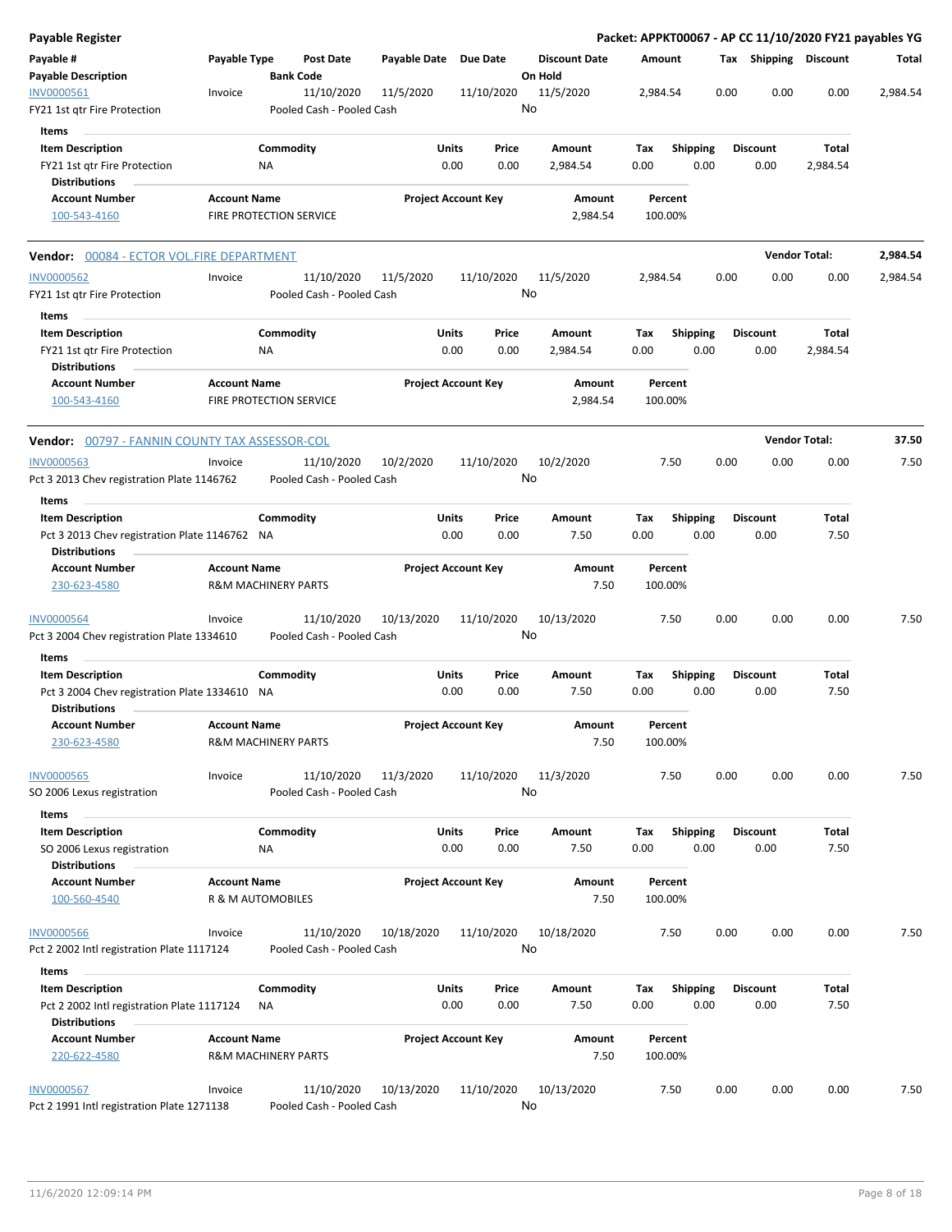**Payable Register** — Packet: APPKT00067 - AP CC 11/10/2020 FY21 payables YG

| Payable # / Payable Description | Payable Type | Post Date / Bank Code | Payable Date | Due Date | Discount Date / On Hold | Amount | Tax | Shipping | Discount | Total |
|---|---|---|---|---|---|---|---|---|---|---|
| INV0000561 | Invoice | 11/10/2020 | 11/5/2020 | 11/10/2020 | 11/5/2020 | 2,984.54 | 0.00 | 0.00 | 0.00 | 2,984.54 |
| FY21 1st qtr Fire Protection | | Pooled Cash - Pooled Cash | | | No | | | | | |

**Items**

| Item Description | Commodity | Units | Price | Amount | Tax | Shipping | Discount | Total |
|---|---|---|---|---|---|---|---|---|
| FY21 1st qtr Fire Protection | NA | 0.00 | 0.00 | 2,984.54 | 0.00 | 0.00 | 0.00 | 2,984.54 |

**Distributions**

| Account Number | Account Name | Project Account Key | Amount | Percent |
|---|---|---|---|---|
| 100-543-4160 | FIRE PROTECTION SERVICE | | 2,984.54 | 100.00% |

**Vendor: 00084 - ECTOR VOL.FIRE DEPARTMENT** — Vendor Total: **2,984.54**

| Payable # / Payable Description | Payable Type | Post Date / Bank Code | Payable Date | Due Date | Discount Date / On Hold | Amount | Tax | Shipping | Discount | Total |
|---|---|---|---|---|---|---|---|---|---|---|
| INV0000562 | Invoice | 11/10/2020 | 11/5/2020 | 11/10/2020 | 11/5/2020 | 2,984.54 | 0.00 | 0.00 | 0.00 | 2,984.54 |
| FY21 1st qtr Fire Protection | | Pooled Cash - Pooled Cash | | | No | | | | | |

**Items**

| Item Description | Commodity | Units | Price | Amount | Tax | Shipping | Discount | Total |
|---|---|---|---|---|---|---|---|---|
| FY21 1st qtr Fire Protection | NA | 0.00 | 0.00 | 2,984.54 | 0.00 | 0.00 | 0.00 | 2,984.54 |

**Distributions**

| Account Number | Account Name | Project Account Key | Amount | Percent |
|---|---|---|---|---|
| 100-543-4160 | FIRE PROTECTION SERVICE | | 2,984.54 | 100.00% |

**Vendor: 00797 - FANNIN COUNTY TAX ASSESSOR-COL** — Vendor Total: **37.50**

| Payable # / Payable Description | Payable Type | Post Date / Bank Code | Payable Date | Due Date | Discount Date / On Hold | Amount | Tax | Shipping | Discount | Total |
|---|---|---|---|---|---|---|---|---|---|---|
| INV0000563 | Invoice | 11/10/2020 | 10/2/2020 | 11/10/2020 | 10/2/2020 | 7.50 | 0.00 | 0.00 | 0.00 | 7.50 |
| Pct 3 2013 Chev registration Plate 1146762 | | Pooled Cash - Pooled Cash | | | No | | | | | |

**Items**

| Item Description | Commodity | Units | Price | Amount | Tax | Shipping | Discount | Total |
|---|---|---|---|---|---|---|---|---|
| Pct 3 2013 Chev registration Plate 1146762 | NA | 0.00 | 0.00 | 7.50 | 0.00 | 0.00 | 0.00 | 7.50 |

**Distributions**

| Account Number | Account Name | Project Account Key | Amount | Percent |
|---|---|---|---|---|
| 230-623-4580 | R&M MACHINERY PARTS | | 7.50 | 100.00% |

| Payable # / Payable Description | Payable Type | Post Date / Bank Code | Payable Date | Due Date | Discount Date / On Hold | Amount | Tax | Shipping | Discount | Total |
|---|---|---|---|---|---|---|---|---|---|---|
| INV0000564 | Invoice | 11/10/2020 | 10/13/2020 | 11/10/2020 | 10/13/2020 | 7.50 | 0.00 | 0.00 | 0.00 | 7.50 |
| Pct 3 2004 Chev registration Plate 1334610 | | Pooled Cash - Pooled Cash | | | No | | | | | |

**Items**

| Item Description | Commodity | Units | Price | Amount | Tax | Shipping | Discount | Total |
|---|---|---|---|---|---|---|---|---|
| Pct 3 2004 Chev registration Plate 1334610 | NA | 0.00 | 0.00 | 7.50 | 0.00 | 0.00 | 0.00 | 7.50 |

**Distributions**

| Account Number | Account Name | Project Account Key | Amount | Percent |
|---|---|---|---|---|
| 230-623-4580 | R&M MACHINERY PARTS | | 7.50 | 100.00% |

| Payable # / Payable Description | Payable Type | Post Date / Bank Code | Payable Date | Due Date | Discount Date / On Hold | Amount | Tax | Shipping | Discount | Total |
|---|---|---|---|---|---|---|---|---|---|---|
| INV0000565 | Invoice | 11/10/2020 | 11/3/2020 | 11/10/2020 | 11/3/2020 | 7.50 | 0.00 | 0.00 | 0.00 | 7.50 |
| SO 2006 Lexus registration | | Pooled Cash - Pooled Cash | | | No | | | | | |

**Items**

| Item Description | Commodity | Units | Price | Amount | Tax | Shipping | Discount | Total |
|---|---|---|---|---|---|---|---|---|
| SO 2006 Lexus registration | NA | 0.00 | 0.00 | 7.50 | 0.00 | 0.00 | 0.00 | 7.50 |

**Distributions**

| Account Number | Account Name | Project Account Key | Amount | Percent |
|---|---|---|---|---|
| 100-560-4540 | R & M AUTOMOBILES | | 7.50 | 100.00% |

| Payable # / Payable Description | Payable Type | Post Date / Bank Code | Payable Date | Due Date | Discount Date / On Hold | Amount | Tax | Shipping | Discount | Total |
|---|---|---|---|---|---|---|---|---|---|---|
| INV0000566 | Invoice | 11/10/2020 | 10/18/2020 | 11/10/2020 | 10/18/2020 | 7.50 | 0.00 | 0.00 | 0.00 | 7.50 |
| Pct 2 2002 Intl registration Plate 1117124 | | Pooled Cash - Pooled Cash | | | No | | | | | |

**Items**

| Item Description | Commodity | Units | Price | Amount | Tax | Shipping | Discount | Total |
|---|---|---|---|---|---|---|---|---|
| Pct 2 2002 Intl registration Plate 1117124 | NA | 0.00 | 0.00 | 7.50 | 0.00 | 0.00 | 0.00 | 7.50 |

**Distributions**

| Account Number | Account Name | Project Account Key | Amount | Percent |
|---|---|---|---|---|
| 220-622-4580 | R&M MACHINERY PARTS | | 7.50 | 100.00% |

| Payable # / Payable Description | Payable Type | Post Date / Bank Code | Payable Date | Due Date | Discount Date / On Hold | Amount | Tax | Shipping | Discount | Total |
|---|---|---|---|---|---|---|---|---|---|---|
| INV0000567 | Invoice | 11/10/2020 | 10/13/2020 | 11/10/2020 | 10/13/2020 | 7.50 | 0.00 | 0.00 | 0.00 | 7.50 |
| Pct 2 1991 Intl registration Plate 1271138 | | Pooled Cash - Pooled Cash | | | No | | | | | |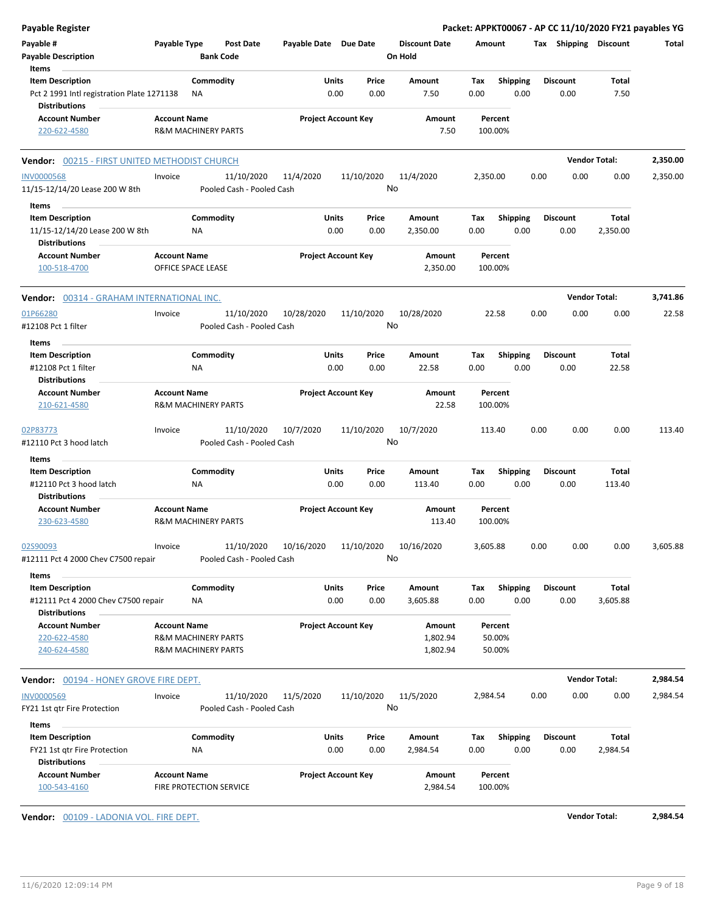**Payable Register** — Packet: APPKT00067 - AP CC 11/10/2020 FY21 payables YG

| Payable # | Payable Type | Post Date | Payable Date | Due Date | Discount Date | Amount | Tax | Shipping | Discount | Total |
|---|---|---|---|---|---|---|---|---|---|---|
| Payable Description | | Bank Code | | | On Hold | | | | | |

Items

| Item Description | Commodity | Units | Price | Amount | Tax | Shipping | Discount | Total |
|---|---|---|---|---|---|---|---|---|
| Pct 2 1991 Intl registration Plate 1271138 | NA | 0.00 | 0.00 | 7.50 | 0.00 | 0.00 | 0.00 | 7.50 |

Distributions

| Account Number | Account Name | Project Account Key | Amount | Percent |
|---|---|---|---|---|
| 220-622-4580 | R&M MACHINERY PARTS | | 7.50 | 100.00% |

**Vendor:** 00215 - FIRST UNITED METHODIST CHURCH — **Vendor Total:** 2,350.00

| Payable # | Payable Type | Post Date | Payable Date | Due Date | Discount Date | Amount | Tax | Shipping | Discount | Total |
|---|---|---|---|---|---|---|---|---|---|---|
| INV0000568 | Invoice | 11/10/2020 | 11/4/2020 | 11/10/2020 | 11/4/2020 | 2,350.00 | 0.00 | 0.00 | 0.00 | 2,350.00 |
| 11/15-12/14/20 Lease 200 W 8th | | Pooled Cash - Pooled Cash | | | No | | | | | |

Items

| Item Description | Commodity | Units | Price | Amount | Tax | Shipping | Discount | Total |
|---|---|---|---|---|---|---|---|---|
| 11/15-12/14/20 Lease 200 W 8th | NA | 0.00 | 0.00 | 2,350.00 | 0.00 | 0.00 | 0.00 | 2,350.00 |

Distributions

| Account Number | Account Name | Project Account Key | Amount | Percent |
|---|---|---|---|---|
| 100-518-4700 | OFFICE SPACE LEASE | | 2,350.00 | 100.00% |

**Vendor:** 00314 - GRAHAM INTERNATIONAL INC. — **Vendor Total:** 3,741.86

| Payable # | Payable Type | Post Date | Payable Date | Due Date | Discount Date | Amount | Tax | Shipping | Discount | Total |
|---|---|---|---|---|---|---|---|---|---|---|
| 01P66280 | Invoice | 11/10/2020 | 10/28/2020 | 11/10/2020 | 10/28/2020 | 22.58 | 0.00 | 0.00 | 0.00 | 22.58 |
| #12108 Pct 1 filter | | Pooled Cash - Pooled Cash | | | No | | | | | |

Items

| Item Description | Commodity | Units | Price | Amount | Tax | Shipping | Discount | Total |
|---|---|---|---|---|---|---|---|---|
| #12108 Pct 1 filter | NA | 0.00 | 0.00 | 22.58 | 0.00 | 0.00 | 0.00 | 22.58 |

Distributions

| Account Number | Account Name | Project Account Key | Amount | Percent |
|---|---|---|---|---|
| 210-621-4580 | R&M MACHINERY PARTS | | 22.58 | 100.00% |

| Payable # | Payable Type | Post Date | Payable Date | Due Date | Discount Date | Amount | Tax | Shipping | Discount | Total |
|---|---|---|---|---|---|---|---|---|---|---|
| 02P83773 | Invoice | 11/10/2020 | 10/7/2020 | 11/10/2020 | 10/7/2020 | 113.40 | 0.00 | 0.00 | 0.00 | 113.40 |
| #12110 Pct 3 hood latch | | Pooled Cash - Pooled Cash | | | No | | | | | |

Items

| Item Description | Commodity | Units | Price | Amount | Tax | Shipping | Discount | Total |
|---|---|---|---|---|---|---|---|---|
| #12110 Pct 3 hood latch | NA | 0.00 | 0.00 | 113.40 | 0.00 | 0.00 | 0.00 | 113.40 |

Distributions

| Account Number | Account Name | Project Account Key | Amount | Percent |
|---|---|---|---|---|
| 230-623-4580 | R&M MACHINERY PARTS | | 113.40 | 100.00% |

| Payable # | Payable Type | Post Date | Payable Date | Due Date | Discount Date | Amount | Tax | Shipping | Discount | Total |
|---|---|---|---|---|---|---|---|---|---|---|
| 02S90093 | Invoice | 11/10/2020 | 10/16/2020 | 11/10/2020 | 10/16/2020 | 3,605.88 | 0.00 | 0.00 | 0.00 | 3,605.88 |
| #12111 Pct 4 2000 Chev C7500 repair | | Pooled Cash - Pooled Cash | | | No | | | | | |

Items

| Item Description | Commodity | Units | Price | Amount | Tax | Shipping | Discount | Total |
|---|---|---|---|---|---|---|---|---|
| #12111 Pct 4 2000 Chev C7500 repair | NA | 0.00 | 0.00 | 3,605.88 | 0.00 | 0.00 | 0.00 | 3,605.88 |

Distributions

| Account Number | Account Name | Project Account Key | Amount | Percent |
|---|---|---|---|---|
| 220-622-4580 | R&M MACHINERY PARTS | | 1,802.94 | 50.00% |
| 240-624-4580 | R&M MACHINERY PARTS | | 1,802.94 | 50.00% |

**Vendor:** 00194 - HONEY GROVE FIRE DEPT. — **Vendor Total:** 2,984.54

| Payable # | Payable Type | Post Date | Payable Date | Due Date | Discount Date | Amount | Tax | Shipping | Discount | Total |
|---|---|---|---|---|---|---|---|---|---|---|
| INV0000569 | Invoice | 11/10/2020 | 11/5/2020 | 11/10/2020 | 11/5/2020 | 2,984.54 | 0.00 | 0.00 | 0.00 | 2,984.54 |
| FY21 1st qtr Fire Protection | | Pooled Cash - Pooled Cash | | | No | | | | | |

Items

| Item Description | Commodity | Units | Price | Amount | Tax | Shipping | Discount | Total |
|---|---|---|---|---|---|---|---|---|
| FY21 1st qtr Fire Protection | NA | 0.00 | 0.00 | 2,984.54 | 0.00 | 0.00 | 0.00 | 2,984.54 |

Distributions

| Account Number | Account Name | Project Account Key | Amount | Percent |
|---|---|---|---|---|
| 100-543-4160 | FIRE PROTECTION SERVICE | | 2,984.54 | 100.00% |

**Vendor:** 00109 - LADONIA VOL. FIRE DEPT. — **Vendor Total:** 2,984.54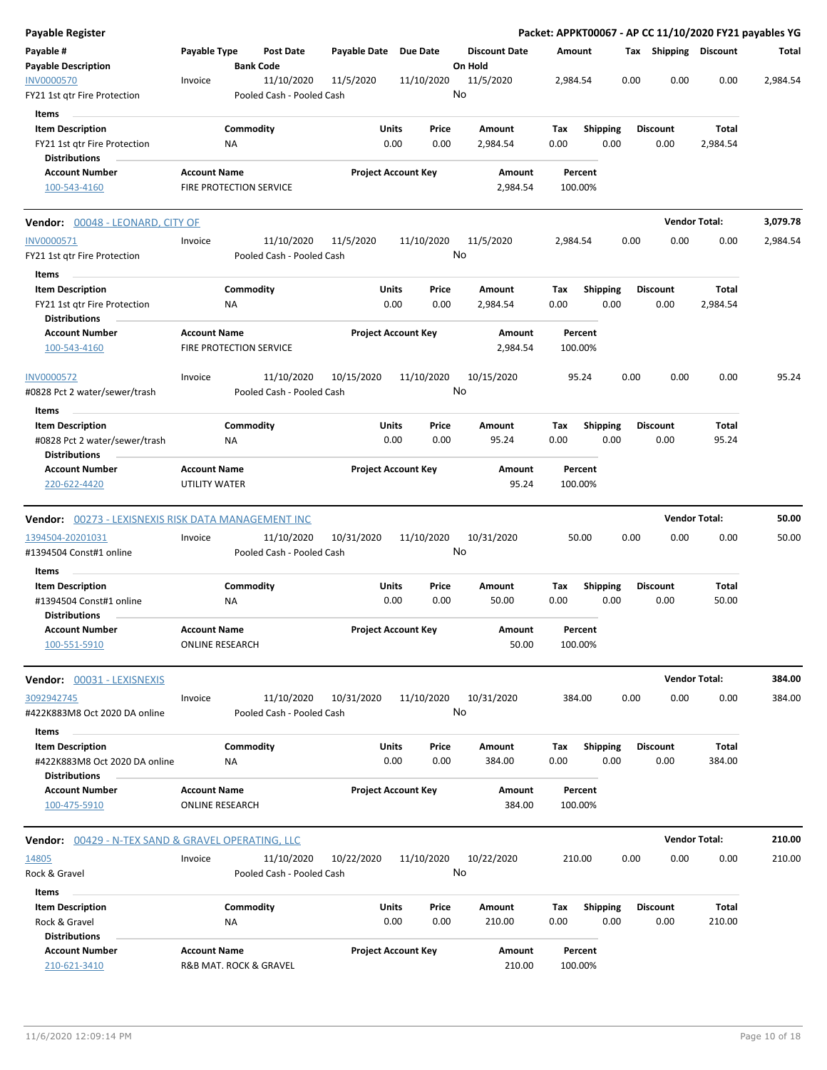# Payable Register

**Packet: APPKT00067 - AP CC 11/10/2020 FY21 payables YG**

| Payable # | Payable Type | Post Date | Payable Date | Due Date | Discount Date | Amount | Tax | Shipping | Discount | Total |
|---|---|---|---|---|---|---|---|---|---|---|
| **Payable Description** | | **Bank Code** | | | **On Hold** | | | | | |
| INV0000570 | Invoice | 11/10/2020 | 11/5/2020 | 11/10/2020 | 11/5/2020 | 2,984.54 | 0.00 | 0.00 | 0.00 | 2,984.54 |
| FY21 1st qtr Fire Protection | | Pooled Cash - Pooled Cash | | | No | | | | | |

**Items**

| Item Description | Commodity | Units | Price | Amount | Tax | Shipping | Discount | Total |
|---|---|---|---|---|---|---|---|---|
| FY21 1st qtr Fire Protection | NA | 0.00 | 0.00 | 2,984.54 | 0.00 | 0.00 | 0.00 | 2,984.54 |

**Distributions**

| Account Number | Account Name | Project Account Key | Amount | Percent |
|---|---|---|---|---|
| 100-543-4160 | FIRE PROTECTION SERVICE | | 2,984.54 | 100.00% |

## Vendor: 00048 - LEONARD, CITY OF — Vendor Total: 3,079.78

| Payable # | Payable Type | Post Date | Payable Date | Due Date | Discount Date | Amount | Tax | Shipping | Discount | Total |
|---|---|---|---|---|---|---|---|---|---|---|
| INV0000571 | Invoice | 11/10/2020 | 11/5/2020 | 11/10/2020 | 11/5/2020 | 2,984.54 | 0.00 | 0.00 | 0.00 | 2,984.54 |
| FY21 1st qtr Fire Protection | | Pooled Cash - Pooled Cash | | | No | | | | | |

**Items**

| Item Description | Commodity | Units | Price | Amount | Tax | Shipping | Discount | Total |
|---|---|---|---|---|---|---|---|---|
| FY21 1st qtr Fire Protection | NA | 0.00 | 0.00 | 2,984.54 | 0.00 | 0.00 | 0.00 | 2,984.54 |

**Distributions**

| Account Number | Account Name | Project Account Key | Amount | Percent |
|---|---|---|---|---|
| 100-543-4160 | FIRE PROTECTION SERVICE | | 2,984.54 | 100.00% |

| Payable # | Payable Type | Post Date | Payable Date | Due Date | Discount Date | Amount | Tax | Shipping | Discount | Total |
|---|---|---|---|---|---|---|---|---|---|---|
| INV0000572 | Invoice | 11/10/2020 | 10/15/2020 | 11/10/2020 | 10/15/2020 | 95.24 | 0.00 | 0.00 | 0.00 | 95.24 |
| #0828 Pct 2 water/sewer/trash | | Pooled Cash - Pooled Cash | | | No | | | | | |

**Items**

| Item Description | Commodity | Units | Price | Amount | Tax | Shipping | Discount | Total |
|---|---|---|---|---|---|---|---|---|
| #0828 Pct 2 water/sewer/trash | NA | 0.00 | 0.00 | 95.24 | 0.00 | 0.00 | 0.00 | 95.24 |

**Distributions**

| Account Number | Account Name | Project Account Key | Amount | Percent |
|---|---|---|---|---|
| 220-622-4420 | UTILITY WATER | | 95.24 | 100.00% |

## Vendor: 00273 - LEXISNEXIS RISK DATA MANAGEMENT INC — Vendor Total: 50.00

| Payable # | Payable Type | Post Date | Payable Date | Due Date | Discount Date | Amount | Tax | Shipping | Discount | Total |
|---|---|---|---|---|---|---|---|---|---|---|
| 1394504-20201031 | Invoice | 11/10/2020 | 10/31/2020 | 11/10/2020 | 10/31/2020 | 50.00 | 0.00 | 0.00 | 0.00 | 50.00 |
| #1394504 Const#1 online | | Pooled Cash - Pooled Cash | | | No | | | | | |

**Items**

| Item Description | Commodity | Units | Price | Amount | Tax | Shipping | Discount | Total |
|---|---|---|---|---|---|---|---|---|
| #1394504 Const#1 online | NA | 0.00 | 0.00 | 50.00 | 0.00 | 0.00 | 0.00 | 50.00 |

**Distributions**

| Account Number | Account Name | Project Account Key | Amount | Percent |
|---|---|---|---|---|
| 100-551-5910 | ONLINE RESEARCH | | 50.00 | 100.00% |

## Vendor: 00031 - LEXISNEXIS — Vendor Total: 384.00

| Payable # | Payable Type | Post Date | Payable Date | Due Date | Discount Date | Amount | Tax | Shipping | Discount | Total |
|---|---|---|---|---|---|---|---|---|---|---|
| 3092942745 | Invoice | 11/10/2020 | 10/31/2020 | 11/10/2020 | 10/31/2020 | 384.00 | 0.00 | 0.00 | 0.00 | 384.00 |
| #422K883M8 Oct 2020 DA online | | Pooled Cash - Pooled Cash | | | No | | | | | |

**Items**

| Item Description | Commodity | Units | Price | Amount | Tax | Shipping | Discount | Total |
|---|---|---|---|---|---|---|---|---|
| #422K883M8 Oct 2020 DA online | NA | 0.00 | 0.00 | 384.00 | 0.00 | 0.00 | 0.00 | 384.00 |

**Distributions**

| Account Number | Account Name | Project Account Key | Amount | Percent |
|---|---|---|---|---|
| 100-475-5910 | ONLINE RESEARCH | | 384.00 | 100.00% |

## Vendor: 00429 - N-TEX SAND & GRAVEL OPERATING, LLC — Vendor Total: 210.00

| Payable # | Payable Type | Post Date | Payable Date | Due Date | Discount Date | Amount | Tax | Shipping | Discount | Total |
|---|---|---|---|---|---|---|---|---|---|---|
| 14805 | Invoice | 11/10/2020 | 10/22/2020 | 11/10/2020 | 10/22/2020 | 210.00 | 0.00 | 0.00 | 0.00 | 210.00 |
| Rock & Gravel | | Pooled Cash - Pooled Cash | | | No | | | | | |

**Items**

| Item Description | Commodity | Units | Price | Amount | Tax | Shipping | Discount | Total |
|---|---|---|---|---|---|---|---|---|
| Rock & Gravel | NA | 0.00 | 0.00 | 210.00 | 0.00 | 0.00 | 0.00 | 210.00 |

**Distributions**

| Account Number | Account Name | Project Account Key | Amount | Percent |
|---|---|---|---|---|
| 210-621-3410 | R&B MAT. ROCK & GRAVEL | | 210.00 | 100.00% |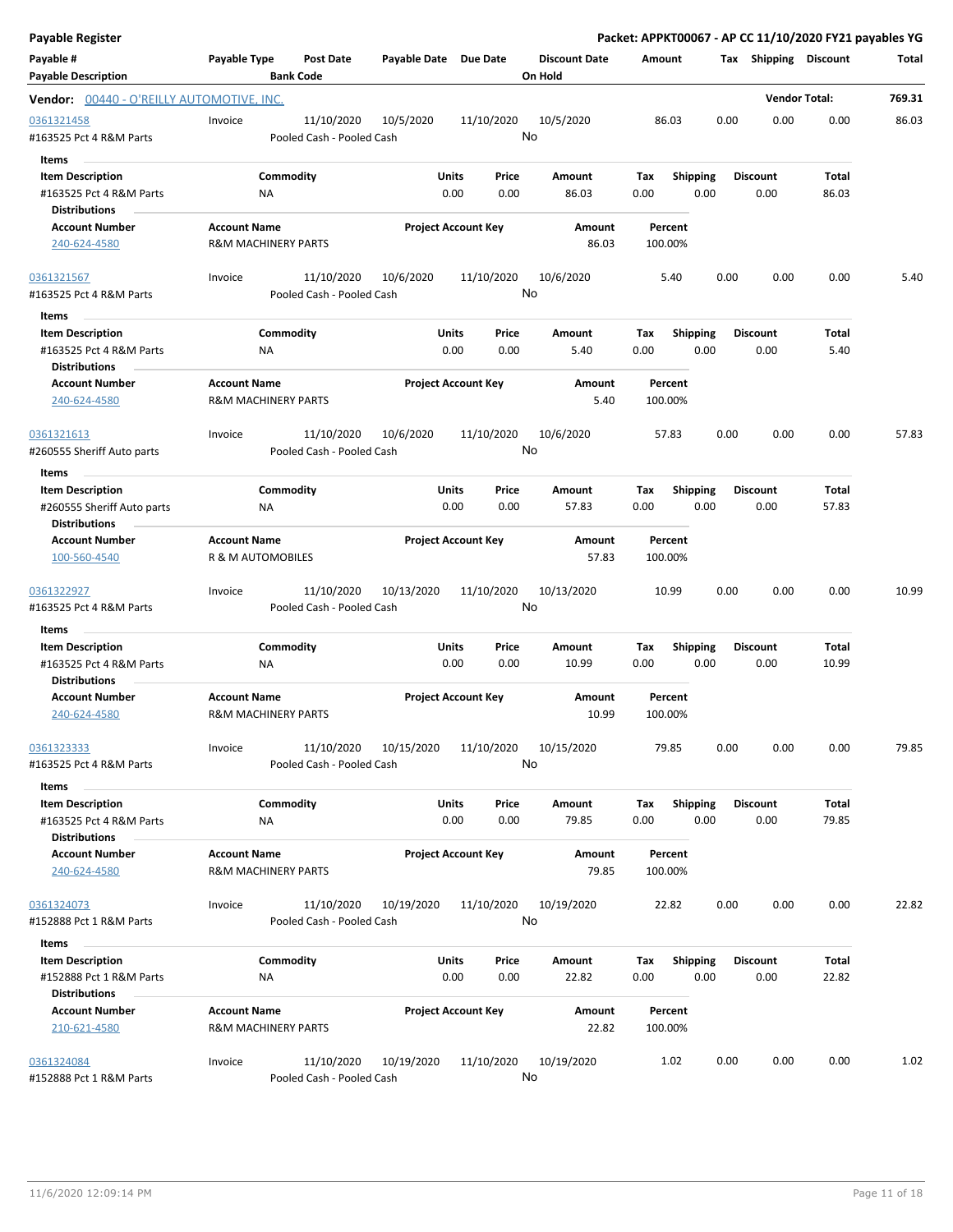**Payable Register** — Packet: APPKT00067 - AP CC 11/10/2020 FY21 payables YG

| Payable # / Payable Description | Payable Type | Post Date / Bank Code | Payable Date | Due Date | Discount Date / On Hold | Amount | Tax | Shipping | Discount | Total |
|---|---|---|---|---|---|---|---|---|---|---|

**Vendor: 00440 - O'REILLY AUTOMOTIVE, INC.** — Vendor Total: **769.31**

| Payable # | Payable Type | Post Date | Payable Date | Due Date | Discount Date | Amount | Tax | Shipping | Discount | Total |
|---|---|---|---|---|---|---|---|---|---|---|
| 0361321458 | Invoice | 11/10/2020 | 10/5/2020 | 11/10/2020 | 10/5/2020 | 86.03 | 0.00 | 0.00 | 0.00 | 86.03 |
| #163525 Pct 4 R&M Parts | | Pooled Cash - Pooled Cash | | | No | | | | | |

Items

| Item Description | Commodity | Units | Price | Amount | Tax | Shipping | Discount | Total |
|---|---|---|---|---|---|---|---|---|
| #163525 Pct 4 R&M Parts | NA | 0.00 | 0.00 | 86.03 | 0.00 | 0.00 | 0.00 | 86.03 |

Distributions

| Account Number | Account Name | Project Account Key | Amount | Percent |
|---|---|---|---|---|
| 240-624-4580 | R&M MACHINERY PARTS | | 86.03 | 100.00% |

| Payable # | Payable Type | Post Date | Payable Date | Due Date | Discount Date | Amount | Tax | Shipping | Discount | Total |
|---|---|---|---|---|---|---|---|---|---|---|
| 0361321567 | Invoice | 11/10/2020 | 10/6/2020 | 11/10/2020 | 10/6/2020 | 5.40 | 0.00 | 0.00 | 0.00 | 5.40 |
| #163525 Pct 4 R&M Parts | | Pooled Cash - Pooled Cash | | | No | | | | | |

Items

| Item Description | Commodity | Units | Price | Amount | Tax | Shipping | Discount | Total |
|---|---|---|---|---|---|---|---|---|
| #163525 Pct 4 R&M Parts | NA | 0.00 | 0.00 | 5.40 | 0.00 | 0.00 | 0.00 | 5.40 |

Distributions

| Account Number | Account Name | Project Account Key | Amount | Percent |
|---|---|---|---|---|
| 240-624-4580 | R&M MACHINERY PARTS | | 5.40 | 100.00% |

| Payable # | Payable Type | Post Date | Payable Date | Due Date | Discount Date | Amount | Tax | Shipping | Discount | Total |
|---|---|---|---|---|---|---|---|---|---|---|
| 0361321613 | Invoice | 11/10/2020 | 10/6/2020 | 11/10/2020 | 10/6/2020 | 57.83 | 0.00 | 0.00 | 0.00 | 57.83 |
| #260555 Sheriff Auto parts | | Pooled Cash - Pooled Cash | | | No | | | | | |

Items

| Item Description | Commodity | Units | Price | Amount | Tax | Shipping | Discount | Total |
|---|---|---|---|---|---|---|---|---|
| #260555 Sheriff Auto parts | NA | 0.00 | 0.00 | 57.83 | 0.00 | 0.00 | 0.00 | 57.83 |

Distributions

| Account Number | Account Name | Project Account Key | Amount | Percent |
|---|---|---|---|---|
| 100-560-4540 | R & M AUTOMOBILES | | 57.83 | 100.00% |

| Payable # | Payable Type | Post Date | Payable Date | Due Date | Discount Date | Amount | Tax | Shipping | Discount | Total |
|---|---|---|---|---|---|---|---|---|---|---|
| 0361322927 | Invoice | 11/10/2020 | 10/13/2020 | 11/10/2020 | 10/13/2020 | 10.99 | 0.00 | 0.00 | 0.00 | 10.99 |
| #163525 Pct 4 R&M Parts | | Pooled Cash - Pooled Cash | | | No | | | | | |

Items

| Item Description | Commodity | Units | Price | Amount | Tax | Shipping | Discount | Total |
|---|---|---|---|---|---|---|---|---|
| #163525 Pct 4 R&M Parts | NA | 0.00 | 0.00 | 10.99 | 0.00 | 0.00 | 0.00 | 10.99 |

Distributions

| Account Number | Account Name | Project Account Key | Amount | Percent |
|---|---|---|---|---|
| 240-624-4580 | R&M MACHINERY PARTS | | 10.99 | 100.00% |

| Payable # | Payable Type | Post Date | Payable Date | Due Date | Discount Date | Amount | Tax | Shipping | Discount | Total |
|---|---|---|---|---|---|---|---|---|---|---|
| 0361323333 | Invoice | 11/10/2020 | 10/15/2020 | 11/10/2020 | 10/15/2020 | 79.85 | 0.00 | 0.00 | 0.00 | 79.85 |
| #163525 Pct 4 R&M Parts | | Pooled Cash - Pooled Cash | | | No | | | | | |

Items

| Item Description | Commodity | Units | Price | Amount | Tax | Shipping | Discount | Total |
|---|---|---|---|---|---|---|---|---|
| #163525 Pct 4 R&M Parts | NA | 0.00 | 0.00 | 79.85 | 0.00 | 0.00 | 0.00 | 79.85 |

Distributions

| Account Number | Account Name | Project Account Key | Amount | Percent |
|---|---|---|---|---|
| 240-624-4580 | R&M MACHINERY PARTS | | 79.85 | 100.00% |

| Payable # | Payable Type | Post Date | Payable Date | Due Date | Discount Date | Amount | Tax | Shipping | Discount | Total |
|---|---|---|---|---|---|---|---|---|---|---|
| 0361324073 | Invoice | 11/10/2020 | 10/19/2020 | 11/10/2020 | 10/19/2020 | 22.82 | 0.00 | 0.00 | 0.00 | 22.82 |
| #152888 Pct 1 R&M Parts | | Pooled Cash - Pooled Cash | | | No | | | | | |

Items

| Item Description | Commodity | Units | Price | Amount | Tax | Shipping | Discount | Total |
|---|---|---|---|---|---|---|---|---|
| #152888 Pct 1 R&M Parts | NA | 0.00 | 0.00 | 22.82 | 0.00 | 0.00 | 0.00 | 22.82 |

Distributions

| Account Number | Account Name | Project Account Key | Amount | Percent |
|---|---|---|---|---|
| 210-621-4580 | R&M MACHINERY PARTS | | 22.82 | 100.00% |

| Payable # | Payable Type | Post Date | Payable Date | Due Date | Discount Date | Amount | Tax | Shipping | Discount | Total |
|---|---|---|---|---|---|---|---|---|---|---|
| 0361324084 | Invoice | 11/10/2020 | 10/19/2020 | 11/10/2020 | 10/19/2020 | 1.02 | 0.00 | 0.00 | 0.00 | 1.02 |
| #152888 Pct 1 R&M Parts | | Pooled Cash - Pooled Cash | | | No | | | | | |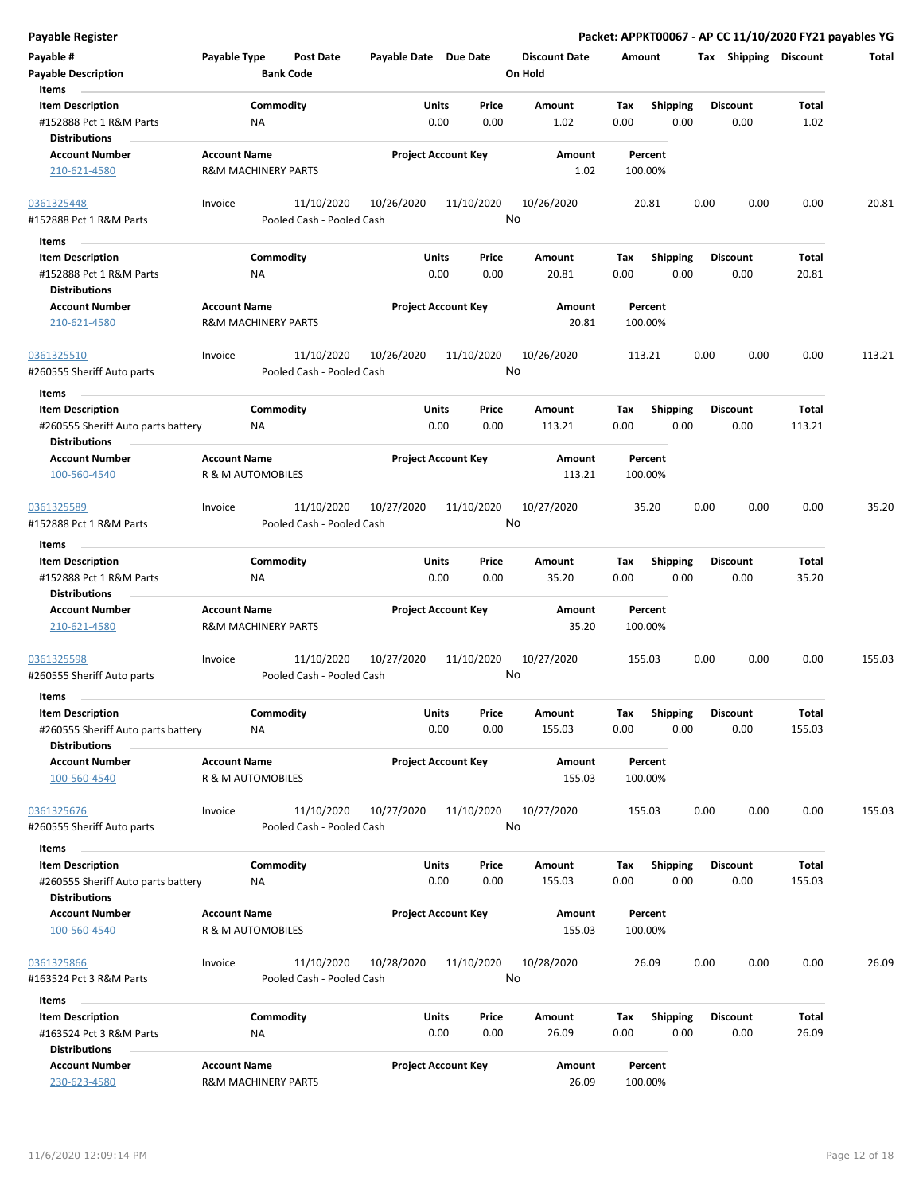| Payable # | Payable Type | Post Date | Payable Date | Due Date | Discount Date | Amount | Tax | Shipping | Discount | Total |
|---|---|---|---|---|---|---|---|---|---|---|
| Payable Description | | Bank Code | | | On Hold | | | | | |

**Items**

| Item Description | Commodity | Units | Price | Amount | Tax | Shipping | Discount | Total |
|---|---|---|---|---|---|---|---|---|
| #152888 Pct 1 R&M Parts | NA | 0.00 | 0.00 | 1.02 | 0.00 | 0.00 | 0.00 | 1.02 |

**Distributions**

| Account Number | Account Name | Project Account Key | Amount | Percent |
|---|---|---|---|---|
| 210-621-4580 | R&M MACHINERY PARTS | | 1.02 | 100.00% |

| Payable # | Payable Type | Post Date | Payable Date | Due Date | Discount Date | Amount | Tax | Shipping | Discount | Total |
|---|---|---|---|---|---|---|---|---|---|---|
| 0361325448 | Invoice | 11/10/2020 | 10/26/2020 | 11/10/2020 | 10/26/2020 | 20.81 | 0.00 | 0.00 | 0.00 | 20.81 |
| #152888 Pct 1 R&M Parts | | Pooled Cash - Pooled Cash | | | No | | | | | |

**Items**

| Item Description | Commodity | Units | Price | Amount | Tax | Shipping | Discount | Total |
|---|---|---|---|---|---|---|---|---|
| #152888 Pct 1 R&M Parts | NA | 0.00 | 0.00 | 20.81 | 0.00 | 0.00 | 0.00 | 20.81 |

**Distributions**

| Account Number | Account Name | Project Account Key | Amount | Percent |
|---|---|---|---|---|
| 210-621-4580 | R&M MACHINERY PARTS | | 20.81 | 100.00% |

| Payable # | Payable Type | Post Date | Payable Date | Due Date | Discount Date | Amount | Tax | Shipping | Discount | Total |
|---|---|---|---|---|---|---|---|---|---|---|
| 0361325510 | Invoice | 11/10/2020 | 10/26/2020 | 11/10/2020 | 10/26/2020 | 113.21 | 0.00 | 0.00 | 0.00 | 113.21 |
| #260555 Sheriff Auto parts | | Pooled Cash - Pooled Cash | | | No | | | | | |

**Items**

| Item Description | Commodity | Units | Price | Amount | Tax | Shipping | Discount | Total |
|---|---|---|---|---|---|---|---|---|
| #260555 Sheriff Auto parts battery | NA | 0.00 | 0.00 | 113.21 | 0.00 | 0.00 | 0.00 | 113.21 |

**Distributions**

| Account Number | Account Name | Project Account Key | Amount | Percent |
|---|---|---|---|---|
| 100-560-4540 | R & M AUTOMOBILES | | 113.21 | 100.00% |

| Payable # | Payable Type | Post Date | Payable Date | Due Date | Discount Date | Amount | Tax | Shipping | Discount | Total |
|---|---|---|---|---|---|---|---|---|---|---|
| 0361325589 | Invoice | 11/10/2020 | 10/27/2020 | 11/10/2020 | 10/27/2020 | 35.20 | 0.00 | 0.00 | 0.00 | 35.20 |
| #152888 Pct 1 R&M Parts | | Pooled Cash - Pooled Cash | | | No | | | | | |

**Items**

| Item Description | Commodity | Units | Price | Amount | Tax | Shipping | Discount | Total |
|---|---|---|---|---|---|---|---|---|
| #152888 Pct 1 R&M Parts | NA | 0.00 | 0.00 | 35.20 | 0.00 | 0.00 | 0.00 | 35.20 |

**Distributions**

| Account Number | Account Name | Project Account Key | Amount | Percent |
|---|---|---|---|---|
| 210-621-4580 | R&M MACHINERY PARTS | | 35.20 | 100.00% |

| Payable # | Payable Type | Post Date | Payable Date | Due Date | Discount Date | Amount | Tax | Shipping | Discount | Total |
|---|---|---|---|---|---|---|---|---|---|---|
| 0361325598 | Invoice | 11/10/2020 | 10/27/2020 | 11/10/2020 | 10/27/2020 | 155.03 | 0.00 | 0.00 | 0.00 | 155.03 |
| #260555 Sheriff Auto parts | | Pooled Cash - Pooled Cash | | | No | | | | | |

**Items**

| Item Description | Commodity | Units | Price | Amount | Tax | Shipping | Discount | Total |
|---|---|---|---|---|---|---|---|---|
| #260555 Sheriff Auto parts battery | NA | 0.00 | 0.00 | 155.03 | 0.00 | 0.00 | 0.00 | 155.03 |

**Distributions**

| Account Number | Account Name | Project Account Key | Amount | Percent |
|---|---|---|---|---|
| 100-560-4540 | R & M AUTOMOBILES | | 155.03 | 100.00% |

| Payable # | Payable Type | Post Date | Payable Date | Due Date | Discount Date | Amount | Tax | Shipping | Discount | Total |
|---|---|---|---|---|---|---|---|---|---|---|
| 0361325676 | Invoice | 11/10/2020 | 10/27/2020 | 11/10/2020 | 10/27/2020 | 155.03 | 0.00 | 0.00 | 0.00 | 155.03 |
| #260555 Sheriff Auto parts | | Pooled Cash - Pooled Cash | | | No | | | | | |

**Items**

| Item Description | Commodity | Units | Price | Amount | Tax | Shipping | Discount | Total |
|---|---|---|---|---|---|---|---|---|
| #260555 Sheriff Auto parts battery | NA | 0.00 | 0.00 | 155.03 | 0.00 | 0.00 | 0.00 | 155.03 |

**Distributions**

| Account Number | Account Name | Project Account Key | Amount | Percent |
|---|---|---|---|---|
| 100-560-4540 | R & M AUTOMOBILES | | 155.03 | 100.00% |

| Payable # | Payable Type | Post Date | Payable Date | Due Date | Discount Date | Amount | Tax | Shipping | Discount | Total |
|---|---|---|---|---|---|---|---|---|---|---|
| 0361325866 | Invoice | 11/10/2020 | 10/28/2020 | 11/10/2020 | 10/28/2020 | 26.09 | 0.00 | 0.00 | 0.00 | 26.09 |
| #163524 Pct 3 R&M Parts | | Pooled Cash - Pooled Cash | | | No | | | | | |

**Items**

| Item Description | Commodity | Units | Price | Amount | Tax | Shipping | Discount | Total |
|---|---|---|---|---|---|---|---|---|
| #163524 Pct 3 R&M Parts | NA | 0.00 | 0.00 | 26.09 | 0.00 | 0.00 | 0.00 | 26.09 |

**Distributions**

| Account Number | Account Name | Project Account Key | Amount | Percent |
|---|---|---|---|---|
| 230-623-4580 | R&M MACHINERY PARTS | | 26.09 | 100.00% |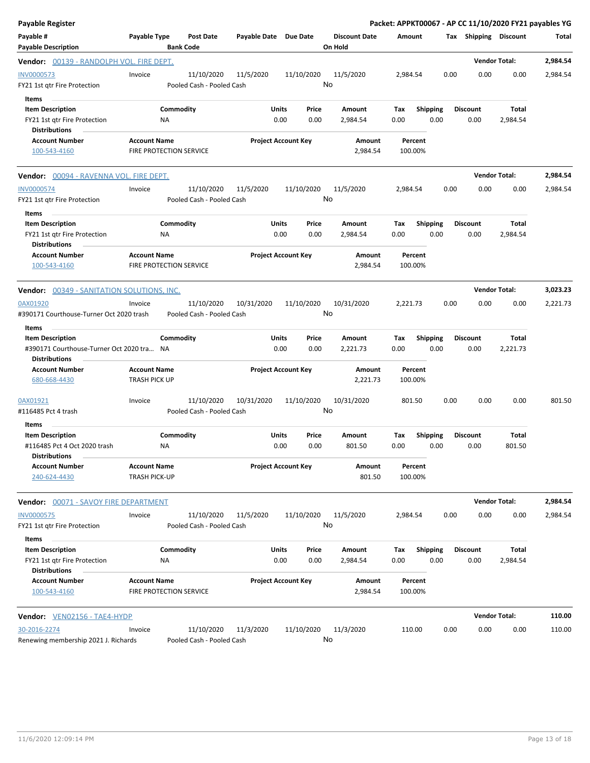**Payable Register** — **Packet: APPKT00067 - AP CC 11/10/2020 FY21 payables YG**

| Payable # / Payable Description | Payable Type | Post Date / Bank Code | Payable Date | Due Date | Discount Date / On Hold | Amount | Tax | Shipping | Discount | Total |
|---|---|---|---|---|---|---|---|---|---|---|

**Vendor: 00139 - RANDOLPH VOL. FIRE DEPT.** — Vendor Total: **2,984.54**

| Payable # | Payable Type | Post Date | Payable Date | Due Date | Discount Date | Amount | Tax | Shipping | Discount | Total |
|---|---|---|---|---|---|---|---|---|---|---|
| INV0000573 | Invoice | 11/10/2020 | 11/5/2020 | 11/10/2020 | 11/5/2020 | 2,984.54 | 0.00 | 0.00 | 0.00 | 2,984.54 |
| FY21 1st qtr Fire Protection | | Pooled Cash - Pooled Cash | | | No | | | | | |

Items

| Item Description | Commodity | Units | Price | Amount | Tax | Shipping | Discount | Total |
|---|---|---|---|---|---|---|---|---|
| FY21 1st qtr Fire Protection | NA | 0.00 | 0.00 | 2,984.54 | 0.00 | 0.00 | 0.00 | 2,984.54 |

Distributions

| Account Number | Account Name | Project Account Key | Amount | Percent |
|---|---|---|---|---|
| 100-543-4160 | FIRE PROTECTION SERVICE | | 2,984.54 | 100.00% |

**Vendor: 00094 - RAVENNA VOL. FIRE DEPT.** — Vendor Total: **2,984.54**

| Payable # | Payable Type | Post Date | Payable Date | Due Date | Discount Date | Amount | Tax | Shipping | Discount | Total |
|---|---|---|---|---|---|---|---|---|---|---|
| INV0000574 | Invoice | 11/10/2020 | 11/5/2020 | 11/10/2020 | 11/5/2020 | 2,984.54 | 0.00 | 0.00 | 0.00 | 2,984.54 |
| FY21 1st qtr Fire Protection | | Pooled Cash - Pooled Cash | | | No | | | | | |

Items

| Item Description | Commodity | Units | Price | Amount | Tax | Shipping | Discount | Total |
|---|---|---|---|---|---|---|---|---|
| FY21 1st qtr Fire Protection | NA | 0.00 | 0.00 | 2,984.54 | 0.00 | 0.00 | 0.00 | 2,984.54 |

Distributions

| Account Number | Account Name | Project Account Key | Amount | Percent |
|---|---|---|---|---|
| 100-543-4160 | FIRE PROTECTION SERVICE | | 2,984.54 | 100.00% |

**Vendor: 00349 - SANITATION SOLUTIONS, INC.** — Vendor Total: **3,023.23**

| Payable # | Payable Type | Post Date | Payable Date | Due Date | Discount Date | Amount | Tax | Shipping | Discount | Total |
|---|---|---|---|---|---|---|---|---|---|---|
| 0AX01920 | Invoice | 11/10/2020 | 10/31/2020 | 11/10/2020 | 10/31/2020 | 2,221.73 | 0.00 | 0.00 | 0.00 | 2,221.73 |
| #390171 Courthouse-Turner Oct 2020 trash | | Pooled Cash - Pooled Cash | | | No | | | | | |

Items

| Item Description | Commodity | Units | Price | Amount | Tax | Shipping | Discount | Total |
|---|---|---|---|---|---|---|---|---|
| #390171 Courthouse-Turner Oct 2020 tra... | NA | 0.00 | 0.00 | 2,221.73 | 0.00 | 0.00 | 0.00 | 2,221.73 |

Distributions

| Account Number | Account Name | Project Account Key | Amount | Percent |
|---|---|---|---|---|
| 680-668-4430 | TRASH PICK UP | | 2,221.73 | 100.00% |

| Payable # | Payable Type | Post Date | Payable Date | Due Date | Discount Date | Amount | Tax | Shipping | Discount | Total |
|---|---|---|---|---|---|---|---|---|---|---|
| 0AX01921 | Invoice | 11/10/2020 | 10/31/2020 | 11/10/2020 | 10/31/2020 | 801.50 | 0.00 | 0.00 | 0.00 | 801.50 |
| #116485 Pct 4 trash | | Pooled Cash - Pooled Cash | | | No | | | | | |

Items

| Item Description | Commodity | Units | Price | Amount | Tax | Shipping | Discount | Total |
|---|---|---|---|---|---|---|---|---|
| #116485 Pct 4 Oct 2020 trash | NA | 0.00 | 0.00 | 801.50 | 0.00 | 0.00 | 0.00 | 801.50 |

Distributions

| Account Number | Account Name | Project Account Key | Amount | Percent |
|---|---|---|---|---|
| 240-624-4430 | TRASH PICK-UP | | 801.50 | 100.00% |

**Vendor: 00071 - SAVOY FIRE DEPARTMENT** — Vendor Total: **2,984.54**

| Payable # | Payable Type | Post Date | Payable Date | Due Date | Discount Date | Amount | Tax | Shipping | Discount | Total |
|---|---|---|---|---|---|---|---|---|---|---|
| INV0000575 | Invoice | 11/10/2020 | 11/5/2020 | 11/10/2020 | 11/5/2020 | 2,984.54 | 0.00 | 0.00 | 0.00 | 2,984.54 |
| FY21 1st qtr Fire Protection | | Pooled Cash - Pooled Cash | | | No | | | | | |

Items

| Item Description | Commodity | Units | Price | Amount | Tax | Shipping | Discount | Total |
|---|---|---|---|---|---|---|---|---|
| FY21 1st qtr Fire Protection | NA | 0.00 | 0.00 | 2,984.54 | 0.00 | 0.00 | 0.00 | 2,984.54 |

Distributions

| Account Number | Account Name | Project Account Key | Amount | Percent |
|---|---|---|---|---|
| 100-543-4160 | FIRE PROTECTION SERVICE | | 2,984.54 | 100.00% |

**Vendor: VEN02156 - TAE4-HYDP** — Vendor Total: **110.00**

| Payable # | Payable Type | Post Date | Payable Date | Due Date | Discount Date | Amount | Tax | Shipping | Discount | Total |
|---|---|---|---|---|---|---|---|---|---|---|
| 30-2016-2274 | Invoice | 11/10/2020 | 11/3/2020 | 11/10/2020 | 11/3/2020 | 110.00 | 0.00 | 0.00 | 0.00 | 110.00 |
| Renewing membership 2021 J. Richards | | Pooled Cash - Pooled Cash | | | No | | | | | |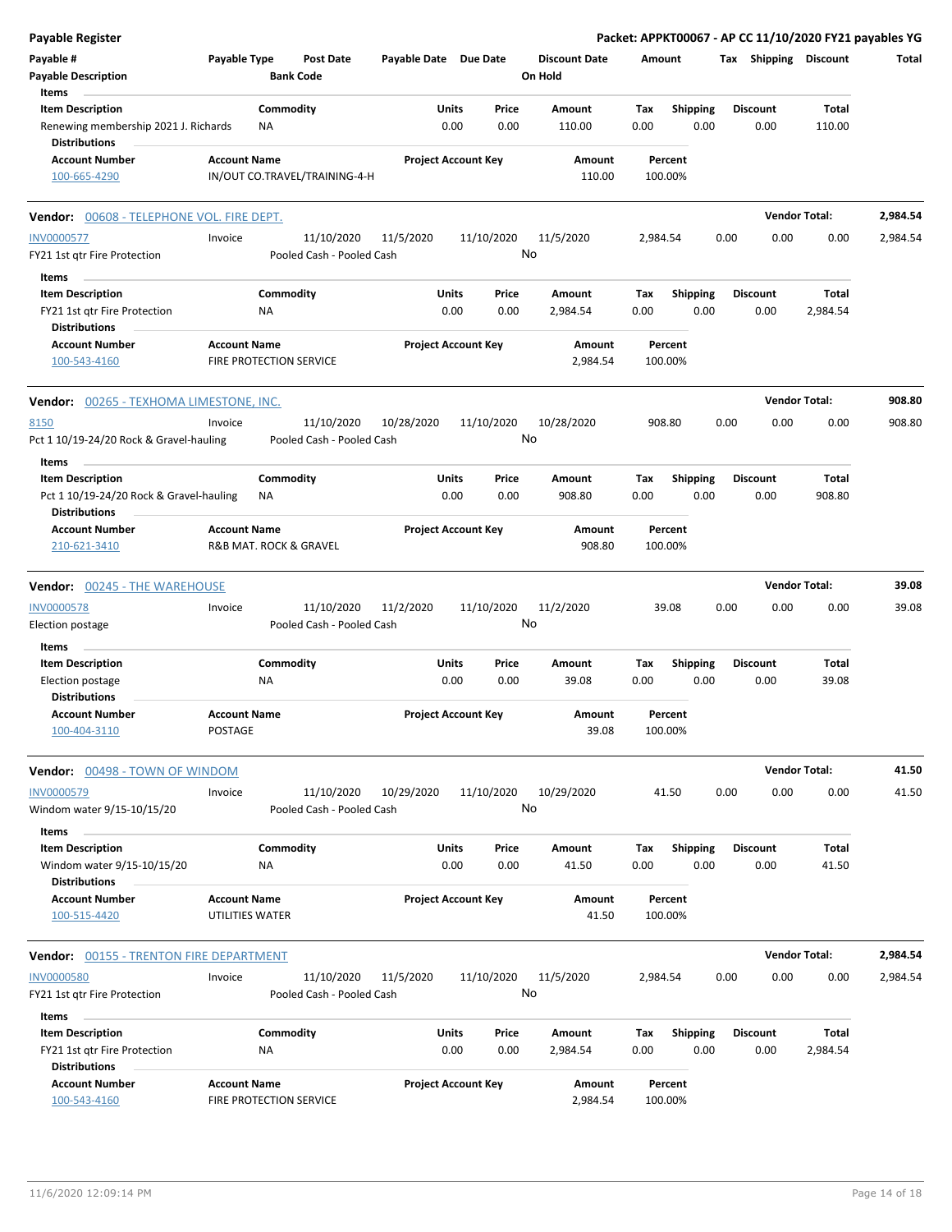**Payable Register** — **Packet: APPKT00067 - AP CC 11/10/2020 FY21 payables YG**

| Payable # | Payable Type | Post Date | Payable Date | Due Date | Discount Date | Amount | Tax | Shipping | Discount | Total |
|---|---|---|---|---|---|---|---|---|---|---|
| **Payable Description** | | **Bank Code** | | | **On Hold** | | | | | |

**Items**

| Item Description | Commodity | Units | Price | Amount | Tax | Shipping | Discount | Total |
|---|---|---|---|---|---|---|---|---|
| Renewing membership 2021 J. Richards | NA | 0.00 | 0.00 | 110.00 | 0.00 | 0.00 | 0.00 | 110.00 |

**Distributions**

| Account Number | Account Name | Project Account Key | Amount | Percent |
|---|---|---|---|---|
| 100-665-4290 | IN/OUT CO.TRAVEL/TRAINING-4-H | | 110.00 | 100.00% |

---

**Vendor: 00608 - TELEPHONE VOL. FIRE DEPT.** — **Vendor Total: 2,984.54**

| Payable # | Payable Type | Post Date | Payable Date | Due Date | Discount Date | Amount | Tax | Shipping | Discount | Total |
|---|---|---|---|---|---|---|---|---|---|---|
| INV0000577 | Invoice | 11/10/2020 | 11/5/2020 | 11/10/2020 | 11/5/2020 | 2,984.54 | 0.00 | 0.00 | 0.00 | 2,984.54 |
| FY21 1st qtr Fire Protection | | Pooled Cash - Pooled Cash | | | No | | | | | |

**Items**

| Item Description | Commodity | Units | Price | Amount | Tax | Shipping | Discount | Total |
|---|---|---|---|---|---|---|---|---|
| FY21 1st qtr Fire Protection | NA | 0.00 | 0.00 | 2,984.54 | 0.00 | 0.00 | 0.00 | 2,984.54 |

**Distributions**

| Account Number | Account Name | Project Account Key | Amount | Percent |
|---|---|---|---|---|
| 100-543-4160 | FIRE PROTECTION SERVICE | | 2,984.54 | 100.00% |

---

**Vendor: 00265 - TEXHOMA LIMESTONE, INC.** — **Vendor Total: 908.80**

| Payable # | Payable Type | Post Date | Payable Date | Due Date | Discount Date | Amount | Tax | Shipping | Discount | Total |
|---|---|---|---|---|---|---|---|---|---|---|
| 8150 | Invoice | 11/10/2020 | 10/28/2020 | 11/10/2020 | 10/28/2020 | 908.80 | 0.00 | 0.00 | 0.00 | 908.80 |
| Pct 1 10/19-24/20 Rock & Gravel-hauling | | Pooled Cash - Pooled Cash | | | No | | | | | |

**Items**

| Item Description | Commodity | Units | Price | Amount | Tax | Shipping | Discount | Total |
|---|---|---|---|---|---|---|---|---|
| Pct 1 10/19-24/20 Rock & Gravel-hauling | NA | 0.00 | 0.00 | 908.80 | 0.00 | 0.00 | 0.00 | 908.80 |

**Distributions**

| Account Number | Account Name | Project Account Key | Amount | Percent |
|---|---|---|---|---|
| 210-621-3410 | R&B MAT. ROCK & GRAVEL | | 908.80 | 100.00% |

---

**Vendor: 00245 - THE WAREHOUSE** — **Vendor Total: 39.08**

| Payable # | Payable Type | Post Date | Payable Date | Due Date | Discount Date | Amount | Tax | Shipping | Discount | Total |
|---|---|---|---|---|---|---|---|---|---|---|
| INV0000578 | Invoice | 11/10/2020 | 11/2/2020 | 11/10/2020 | 11/2/2020 | 39.08 | 0.00 | 0.00 | 0.00 | 39.08 |
| Election postage | | Pooled Cash - Pooled Cash | | | No | | | | | |

**Items**

| Item Description | Commodity | Units | Price | Amount | Tax | Shipping | Discount | Total |
|---|---|---|---|---|---|---|---|---|
| Election postage | NA | 0.00 | 0.00 | 39.08 | 0.00 | 0.00 | 0.00 | 39.08 |

**Distributions**

| Account Number | Account Name | Project Account Key | Amount | Percent |
|---|---|---|---|---|
| 100-404-3110 | POSTAGE | | 39.08 | 100.00% |

---

**Vendor: 00498 - TOWN OF WINDOM** — **Vendor Total: 41.50**

| Payable # | Payable Type | Post Date | Payable Date | Due Date | Discount Date | Amount | Tax | Shipping | Discount | Total |
|---|---|---|---|---|---|---|---|---|---|---|
| INV0000579 | Invoice | 11/10/2020 | 10/29/2020 | 11/10/2020 | 10/29/2020 | 41.50 | 0.00 | 0.00 | 0.00 | 41.50 |
| Windom water 9/15-10/15/20 | | Pooled Cash - Pooled Cash | | | No | | | | | |

**Items**

| Item Description | Commodity | Units | Price | Amount | Tax | Shipping | Discount | Total |
|---|---|---|---|---|---|---|---|---|
| Windom water 9/15-10/15/20 | NA | 0.00 | 0.00 | 41.50 | 0.00 | 0.00 | 0.00 | 41.50 |

**Distributions**

| Account Number | Account Name | Project Account Key | Amount | Percent |
|---|---|---|---|---|
| 100-515-4420 | UTILITIES WATER | | 41.50 | 100.00% |

---

**Vendor: 00155 - TRENTON FIRE DEPARTMENT** — **Vendor Total: 2,984.54**

| Payable # | Payable Type | Post Date | Payable Date | Due Date | Discount Date | Amount | Tax | Shipping | Discount | Total |
|---|---|---|---|---|---|---|---|---|---|---|
| INV0000580 | Invoice | 11/10/2020 | 11/5/2020 | 11/10/2020 | 11/5/2020 | 2,984.54 | 0.00 | 0.00 | 0.00 | 2,984.54 |
| FY21 1st qtr Fire Protection | | Pooled Cash - Pooled Cash | | | No | | | | | |

**Items**

| Item Description | Commodity | Units | Price | Amount | Tax | Shipping | Discount | Total |
|---|---|---|---|---|---|---|---|---|
| FY21 1st qtr Fire Protection | NA | 0.00 | 0.00 | 2,984.54 | 0.00 | 0.00 | 0.00 | 2,984.54 |

**Distributions**

| Account Number | Account Name | Project Account Key | Amount | Percent |
|---|---|---|---|---|
| 100-543-4160 | FIRE PROTECTION SERVICE | | 2,984.54 | 100.00% |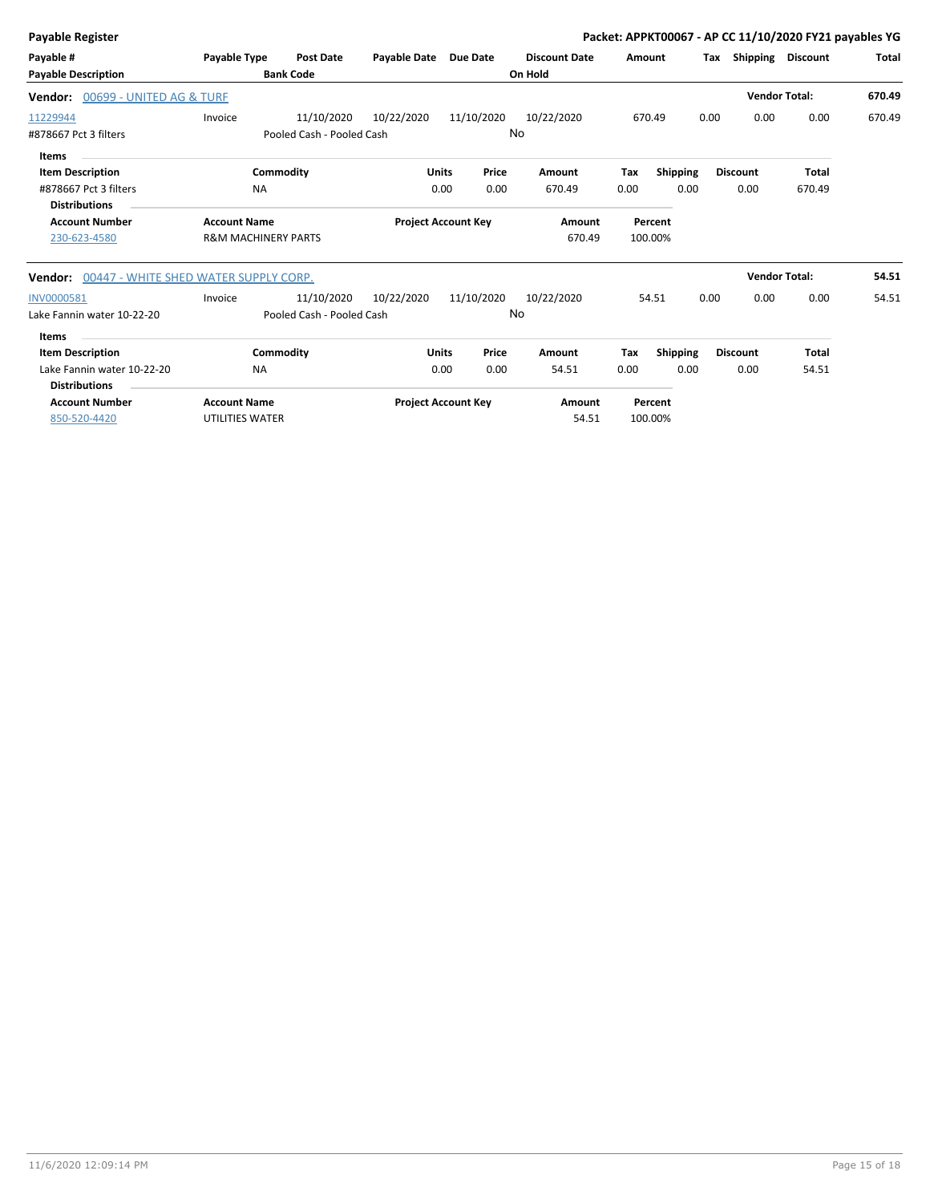| Payable # | Payable Type | Post Date | Payable Date | Due Date | Discount Date | Amount | Tax | Shipping | Discount | Total |
|---|---|---|---|---|---|---|---|---|---|---|
| Payable Description | | Bank Code | | | On Hold | | | | | |

**Vendor: 00699 - UNITED AG & TURF** — Vendor Total: **670.49**

| Payable # | Payable Type | Post Date | Payable Date | Due Date | Discount Date | Amount | Tax | Shipping | Discount | Total |
|---|---|---|---|---|---|---|---|---|---|---|
| 11229944 | Invoice | 11/10/2020 | 10/22/2020 | 11/10/2020 | 10/22/2020 | 670.49 | 0.00 | 0.00 | 0.00 | 670.49 |
| #878667 Pct 3 filters | | Pooled Cash - Pooled Cash | | | No | | | | | |

**Items**

| Item Description | Commodity | Units | Price | Amount | Tax | Shipping | Discount | Total |
|---|---|---|---|---|---|---|---|---|
| #878667 Pct 3 filters | NA | 0.00 | 0.00 | 670.49 | 0.00 | 0.00 | 0.00 | 670.49 |

**Distributions**

| Account Number | Account Name | Project Account Key | Amount | Percent |
|---|---|---|---|---|
| 230-623-4580 | R&M MACHINERY PARTS | | 670.49 | 100.00% |

**Vendor: 00447 - WHITE SHED WATER SUPPLY CORP.** — Vendor Total: **54.51**

| Payable # | Payable Type | Post Date | Payable Date | Due Date | Discount Date | Amount | Tax | Shipping | Discount | Total |
|---|---|---|---|---|---|---|---|---|---|---|
| INV0000581 | Invoice | 11/10/2020 | 10/22/2020 | 11/10/2020 | 10/22/2020 | 54.51 | 0.00 | 0.00 | 0.00 | 54.51 |
| Lake Fannin water 10-22-20 | | Pooled Cash - Pooled Cash | | | No | | | | | |

**Items**

| Item Description | Commodity | Units | Price | Amount | Tax | Shipping | Discount | Total |
|---|---|---|---|---|---|---|---|---|
| Lake Fannin water 10-22-20 | NA | 0.00 | 0.00 | 54.51 | 0.00 | 0.00 | 0.00 | 54.51 |

**Distributions**

| Account Number | Account Name | Project Account Key | Amount | Percent |
|---|---|---|---|---|
| 850-520-4420 | UTILITIES WATER | | 54.51 | 100.00% |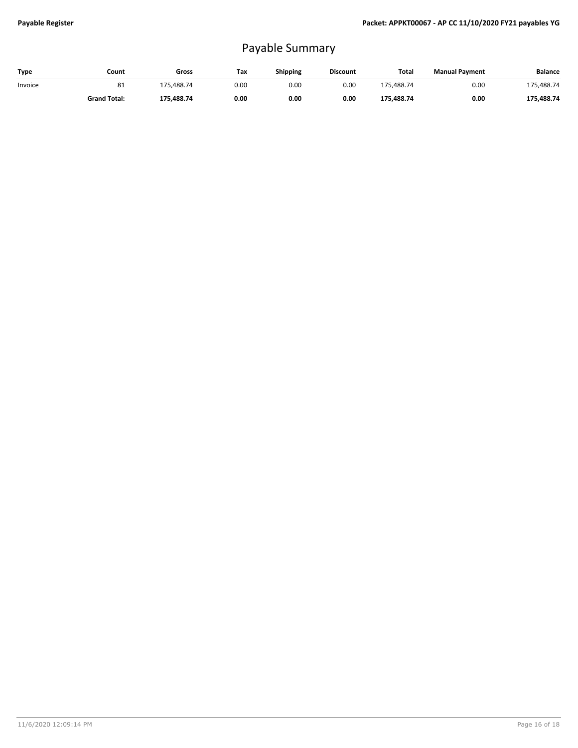# Payable Summary

| Type | Count | Gross | Tax | Shipping | Discount | Total | Manual Payment | Balance |
|---|---|---|---|---|---|---|---|---|
| Invoice | 81 | 175,488.74 | 0.00 | 0.00 | 0.00 | 175,488.74 | 0.00 | 175,488.74 |
| | **Grand Total:** | **175,488.74** | **0.00** | **0.00** | **0.00** | **175,488.74** | **0.00** | **175,488.74** |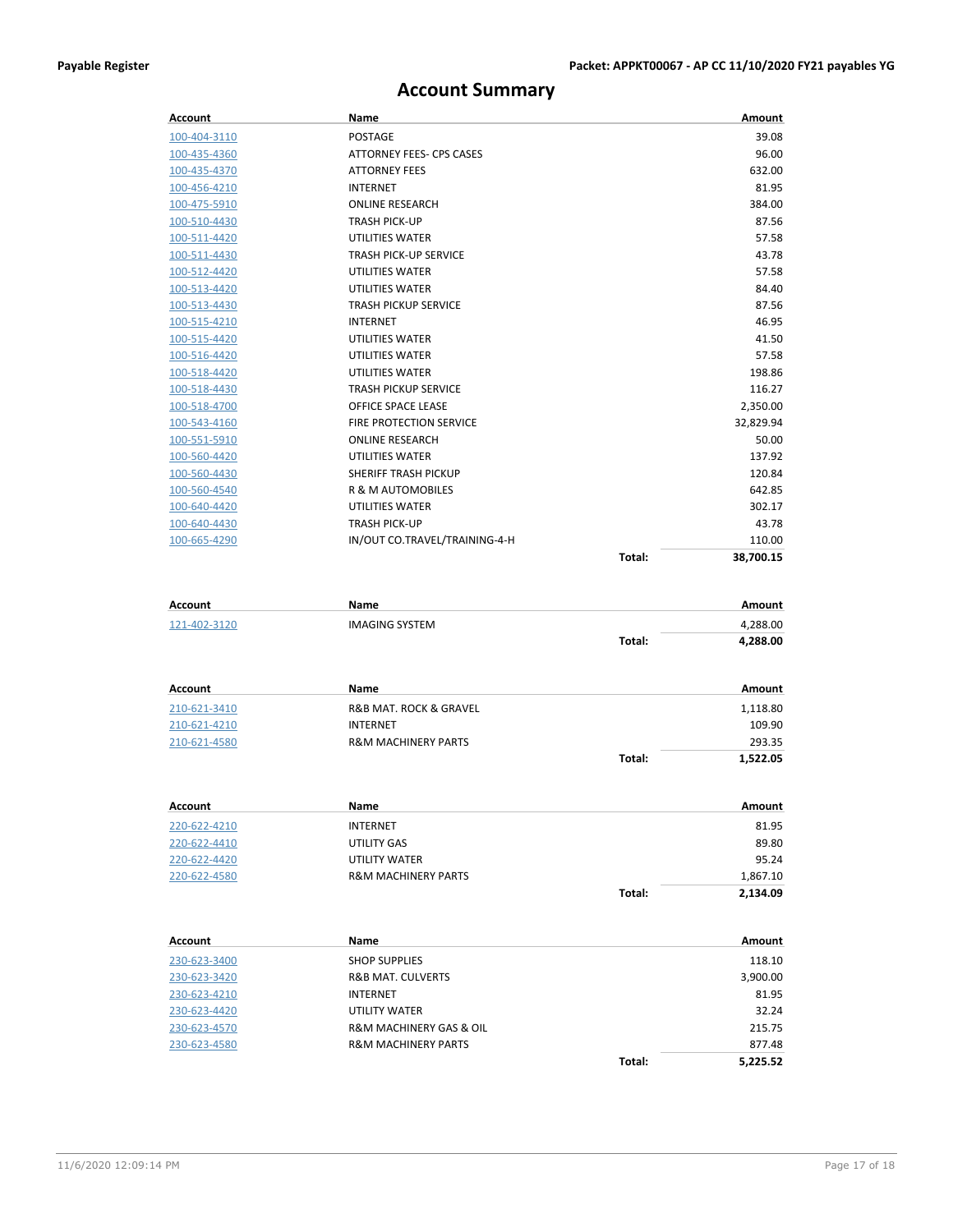# Account Summary

| Account | Name | | Amount |
|---|---|---|---|
| 100-404-3110 | POSTAGE | | 39.08 |
| 100-435-4360 | ATTORNEY FEES- CPS CASES | | 96.00 |
| 100-435-4370 | ATTORNEY FEES | | 632.00 |
| 100-456-4210 | INTERNET | | 81.95 |
| 100-475-5910 | ONLINE RESEARCH | | 384.00 |
| 100-510-4430 | TRASH PICK-UP | | 87.56 |
| 100-511-4420 | UTILITIES WATER | | 57.58 |
| 100-511-4430 | TRASH PICK-UP SERVICE | | 43.78 |
| 100-512-4420 | UTILITIES WATER | | 57.58 |
| 100-513-4420 | UTILITIES WATER | | 84.40 |
| 100-513-4430 | TRASH PICKUP SERVICE | | 87.56 |
| 100-515-4210 | INTERNET | | 46.95 |
| 100-515-4420 | UTILITIES WATER | | 41.50 |
| 100-516-4420 | UTILITIES WATER | | 57.58 |
| 100-518-4420 | UTILITIES WATER | | 198.86 |
| 100-518-4430 | TRASH PICKUP SERVICE | | 116.27 |
| 100-518-4700 | OFFICE SPACE LEASE | | 2,350.00 |
| 100-543-4160 | FIRE PROTECTION SERVICE | | 32,829.94 |
| 100-551-5910 | ONLINE RESEARCH | | 50.00 |
| 100-560-4420 | UTILITIES WATER | | 137.92 |
| 100-560-4430 | SHERIFF TRASH PICKUP | | 120.84 |
| 100-560-4540 | R & M AUTOMOBILES | | 642.85 |
| 100-640-4420 | UTILITIES WATER | | 302.17 |
| 100-640-4430 | TRASH PICK-UP | | 43.78 |
| 100-665-4290 | IN/OUT CO.TRAVEL/TRAINING-4-H | | 110.00 |
| | | **Total:** | **38,700.15** |

| Account | Name | | Amount |
|---|---|---|---|
| 121-402-3120 | IMAGING SYSTEM | | 4,288.00 |
| | | **Total:** | **4,288.00** |

| Account | Name | | Amount |
|---|---|---|---|
| 210-621-3410 | R&B MAT. ROCK & GRAVEL | | 1,118.80 |
| 210-621-4210 | INTERNET | | 109.90 |
| 210-621-4580 | R&M MACHINERY PARTS | | 293.35 |
| | | **Total:** | **1,522.05** |

| Account | Name | | Amount |
|---|---|---|---|
| 220-622-4210 | INTERNET | | 81.95 |
| 220-622-4410 | UTILITY GAS | | 89.80 |
| 220-622-4420 | UTILITY WATER | | 95.24 |
| 220-622-4580 | R&M MACHINERY PARTS | | 1,867.10 |
| | | **Total:** | **2,134.09** |

| Account | Name | | Amount |
|---|---|---|---|
| 230-623-3400 | SHOP SUPPLIES | | 118.10 |
| 230-623-3420 | R&B MAT. CULVERTS | | 3,900.00 |
| 230-623-4210 | INTERNET | | 81.95 |
| 230-623-4420 | UTILITY WATER | | 32.24 |
| 230-623-4570 | R&M MACHINERY GAS & OIL | | 215.75 |
| 230-623-4580 | R&M MACHINERY PARTS | | 877.48 |
| | | **Total:** | **5,225.52** |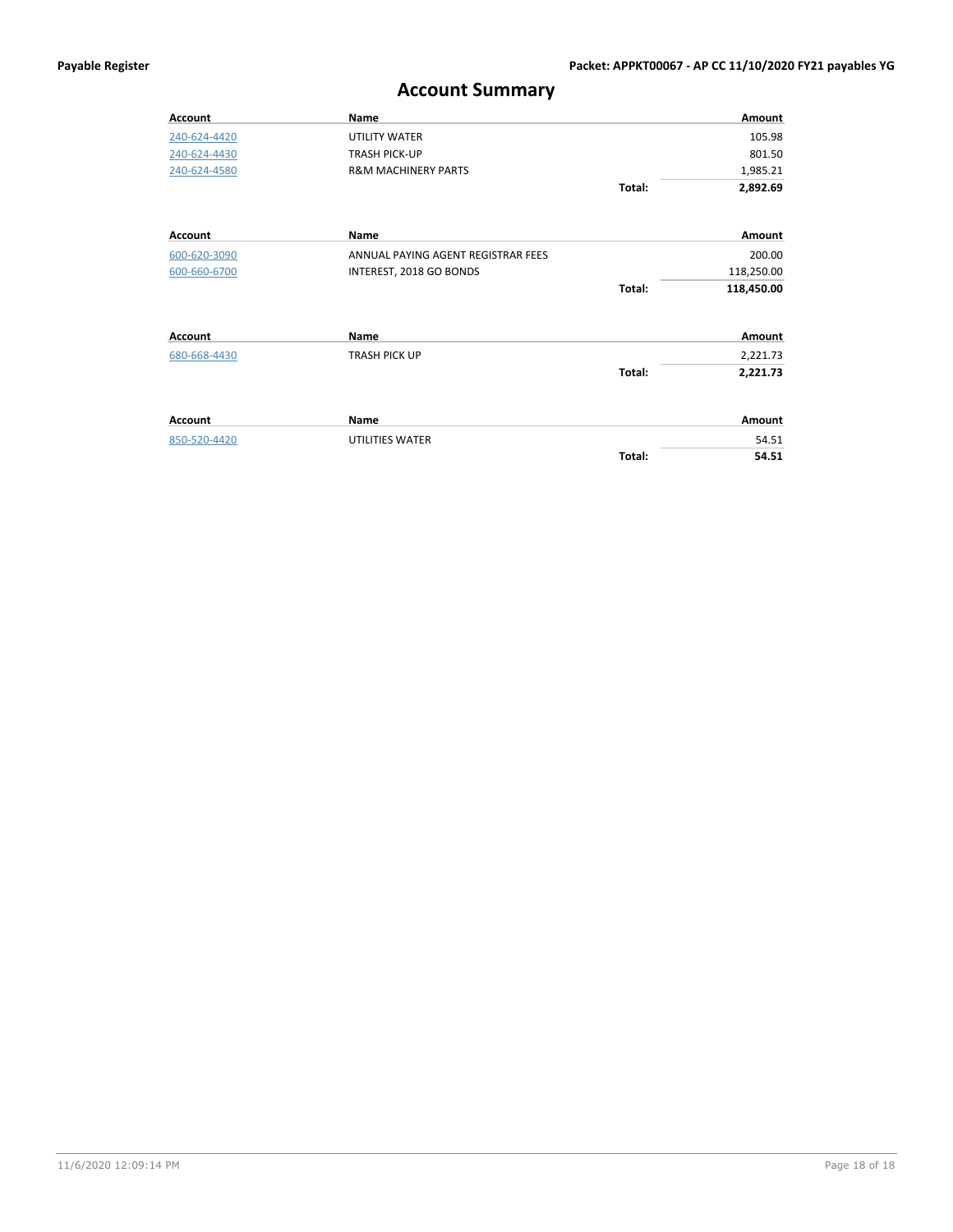# Account Summary

| Account | Name | | Amount |
|---|---|---|---|
| 240-624-4420 | UTILITY WATER | | 105.98 |
| 240-624-4430 | TRASH PICK-UP | | 801.50 |
| 240-624-4580 | R&M MACHINERY PARTS | | 1,985.21 |
| | | **Total:** | **2,892.69** |

| Account | Name | | Amount |
|---|---|---|---|
| 600-620-3090 | ANNUAL PAYING AGENT REGISTRAR FEES | | 200.00 |
| 600-660-6700 | INTEREST, 2018 GO BONDS | | 118,250.00 |
| | | **Total:** | **118,450.00** |

| Account | Name | | Amount |
|---|---|---|---|
| 680-668-4430 | TRASH PICK UP | | 2,221.73 |
| | | **Total:** | **2,221.73** |

| Account | Name | | Amount |
|---|---|---|---|
| 850-520-4420 | UTILITIES WATER | | 54.51 |
| | | **Total:** | **54.51** |